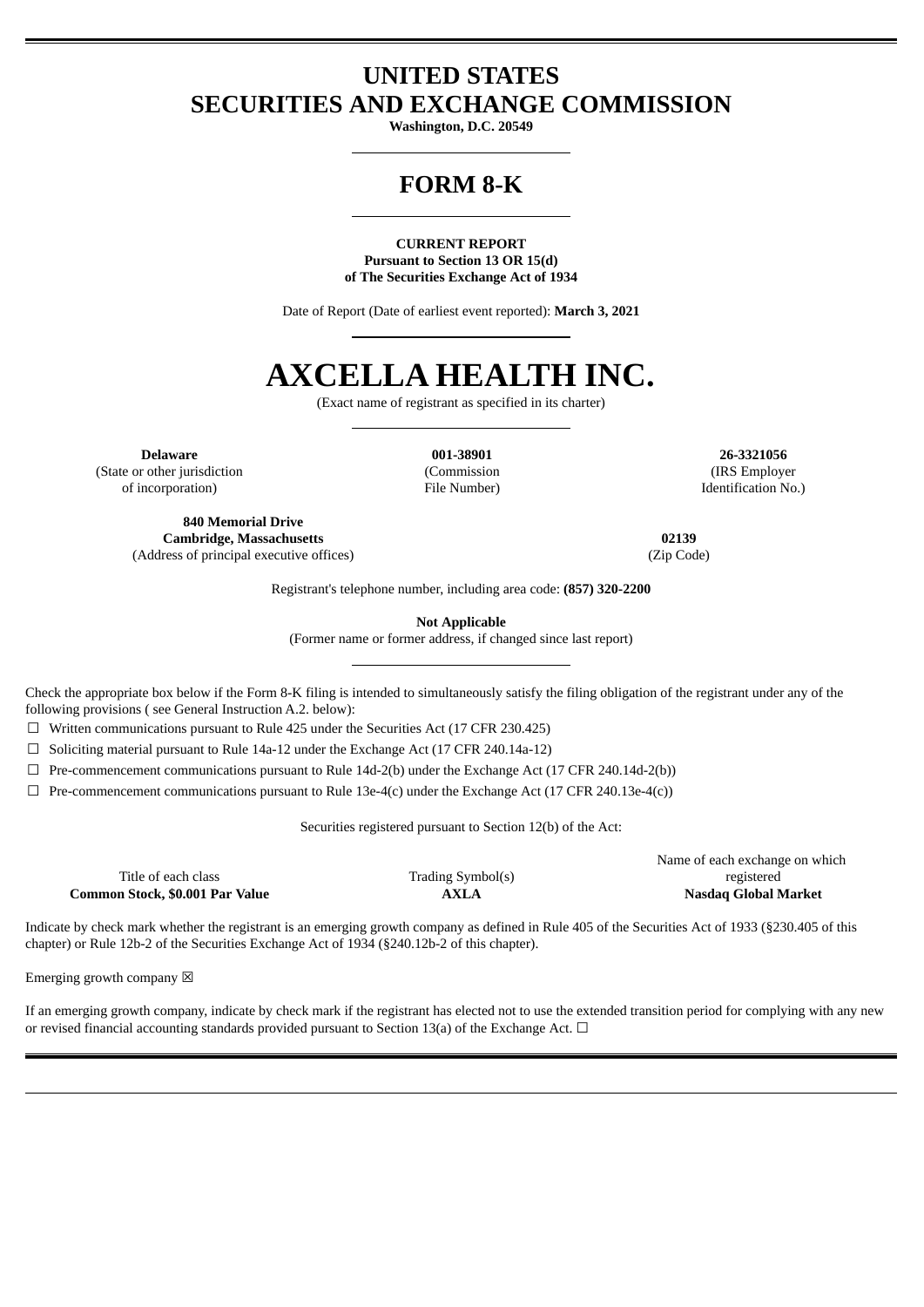# UNITED STATES
# SECURITIES AND EXCHANGE COMMISSION

**Washington, D.C. 20549**

# FORM 8-K

**CURRENT REPORT**
**Pursuant to Section 13 OR 15(d)**
**of The Securities Exchange Act of 1934**

Date of Report (Date of earliest event reported): **March 3, 2021**

# AXCELLA HEALTH INC.

(Exact name of registrant as specified in its charter)

| **Delaware** | **001-38901** | **26-3321056** |
|---|---|---|
| (State or other jurisdiction of incorporation) | (Commission File Number) | (IRS Employer Identification No.) |

| **840 Memorial Drive Cambridge, Massachusetts** | **02139** |
|---|---|
| (Address of principal executive offices) | (Zip Code) |

Registrant's telephone number, including area code: **(857) 320-2200**

**Not Applicable**
(Former name or former address, if changed since last report)

Check the appropriate box below if the Form 8-K filing is intended to simultaneously satisfy the filing obligation of the registrant under any of the following provisions ( see General Instruction A.2. below):

☐ Written communications pursuant to Rule 425 under the Securities Act (17 CFR 230.425)

☐ Soliciting material pursuant to Rule 14a-12 under the Exchange Act (17 CFR 240.14a-12)

☐ Pre-commencement communications pursuant to Rule 14d-2(b) under the Exchange Act (17 CFR 240.14d-2(b))

☐ Pre-commencement communications pursuant to Rule 13e-4(c) under the Exchange Act (17 CFR 240.13e-4(c))

Securities registered pursuant to Section 12(b) of the Act:

| Title of each class | Trading Symbol(s) | Name of each exchange on which registered |
|---|---|---|
| **Common Stock, $0.001 Par Value** | **AXLA** | **Nasdaq Global Market** |

Indicate by check mark whether the registrant is an emerging growth company as defined in Rule 405 of the Securities Act of 1933 (§230.405 of this chapter) or Rule 12b-2 of the Securities Exchange Act of 1934 (§240.12b-2 of this chapter).

Emerging growth company ☒

If an emerging growth company, indicate by check mark if the registrant has elected not to use the extended transition period for complying with any new or revised financial accounting standards provided pursuant to Section 13(a) of the Exchange Act. ☐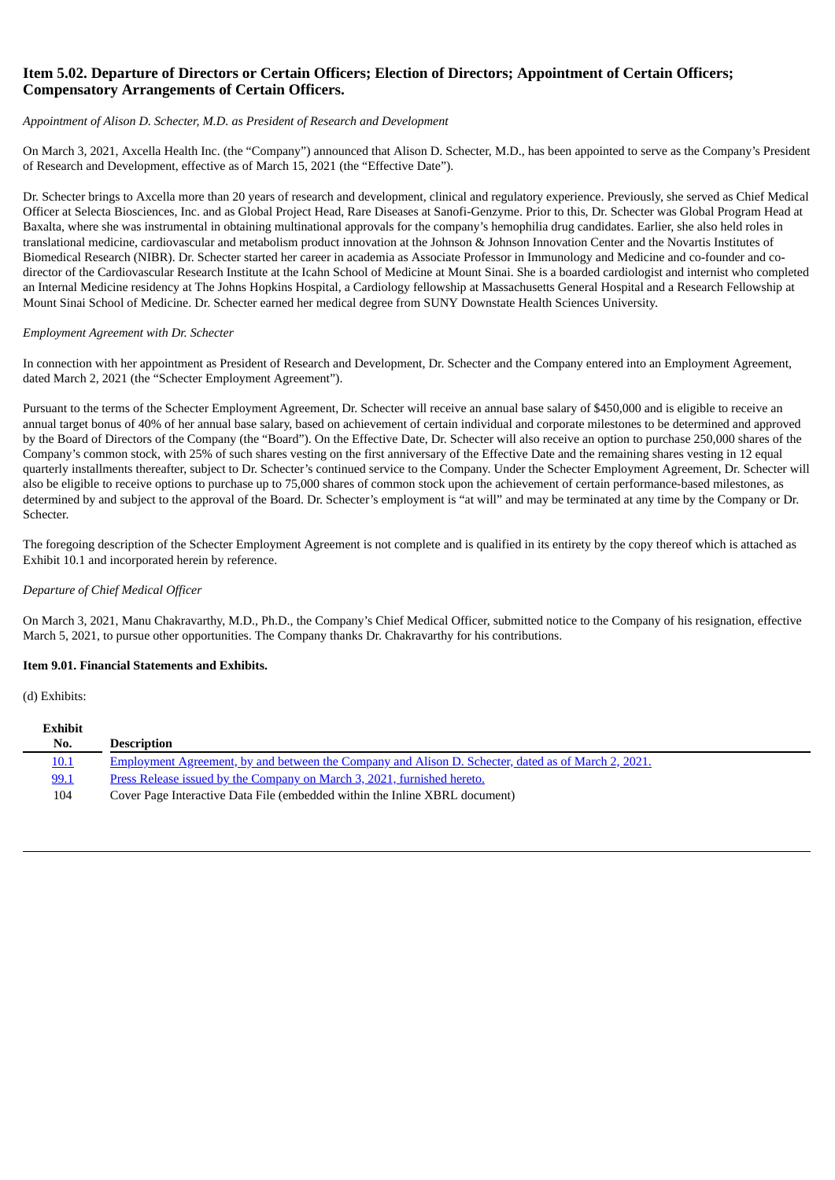## Item 5.02. Departure of Directors or Certain Officers; Election of Directors; Appointment of Certain Officers; Compensatory Arrangements of Certain Officers.

*Appointment of Alison D. Schecter, M.D. as President of Research and Development*

On March 3, 2021, Axcella Health Inc. (the "Company") announced that Alison D. Schecter, M.D., has been appointed to serve as the Company's President of Research and Development, effective as of March 15, 2021 (the "Effective Date").

Dr. Schecter brings to Axcella more than 20 years of research and development, clinical and regulatory experience. Previously, she served as Chief Medical Officer at Selecta Biosciences, Inc. and as Global Project Head, Rare Diseases at Sanofi-Genzyme. Prior to this, Dr. Schecter was Global Program Head at Baxalta, where she was instrumental in obtaining multinational approvals for the company's hemophilia drug candidates. Earlier, she also held roles in translational medicine, cardiovascular and metabolism product innovation at the Johnson & Johnson Innovation Center and the Novartis Institutes of Biomedical Research (NIBR). Dr. Schecter started her career in academia as Associate Professor in Immunology and Medicine and co-founder and co-director of the Cardiovascular Research Institute at the Icahn School of Medicine at Mount Sinai. She is a boarded cardiologist and internist who completed an Internal Medicine residency at The Johns Hopkins Hospital, a Cardiology fellowship at Massachusetts General Hospital and a Research Fellowship at Mount Sinai School of Medicine. Dr. Schecter earned her medical degree from SUNY Downstate Health Sciences University.

*Employment Agreement with Dr. Schecter*

In connection with her appointment as President of Research and Development, Dr. Schecter and the Company entered into an Employment Agreement, dated March 2, 2021 (the "Schecter Employment Agreement").

Pursuant to the terms of the Schecter Employment Agreement, Dr. Schecter will receive an annual base salary of $450,000 and is eligible to receive an annual target bonus of 40% of her annual base salary, based on achievement of certain individual and corporate milestones to be determined and approved by the Board of Directors of the Company (the "Board"). On the Effective Date, Dr. Schecter will also receive an option to purchase 250,000 shares of the Company's common stock, with 25% of such shares vesting on the first anniversary of the Effective Date and the remaining shares vesting in 12 equal quarterly installments thereafter, subject to Dr. Schecter's continued service to the Company. Under the Schecter Employment Agreement, Dr. Schecter will also be eligible to receive options to purchase up to 75,000 shares of common stock upon the achievement of certain performance-based milestones, as determined by and subject to the approval of the Board. Dr. Schecter's employment is "at will" and may be terminated at any time by the Company or Dr. Schecter.

The foregoing description of the Schecter Employment Agreement is not complete and is qualified in its entirety by the copy thereof which is attached as Exhibit 10.1 and incorporated herein by reference.

*Departure of Chief Medical Officer*

On March 3, 2021, Manu Chakravarthy, M.D., Ph.D., the Company's Chief Medical Officer, submitted notice to the Company of his resignation, effective March 5, 2021, to pursue other opportunities. The Company thanks Dr. Chakravarthy for his contributions.

**Item 9.01. Financial Statements and Exhibits.**

(d) Exhibits:

| Exhibit No. | Description |
|---|---|
| 10.1 | Employment Agreement, by and between the Company and Alison D. Schecter, dated as of March 2, 2021. |
| 99.1 | Press Release issued by the Company on March 3, 2021, furnished hereto. |
| 104 | Cover Page Interactive Data File (embedded within the Inline XBRL document) |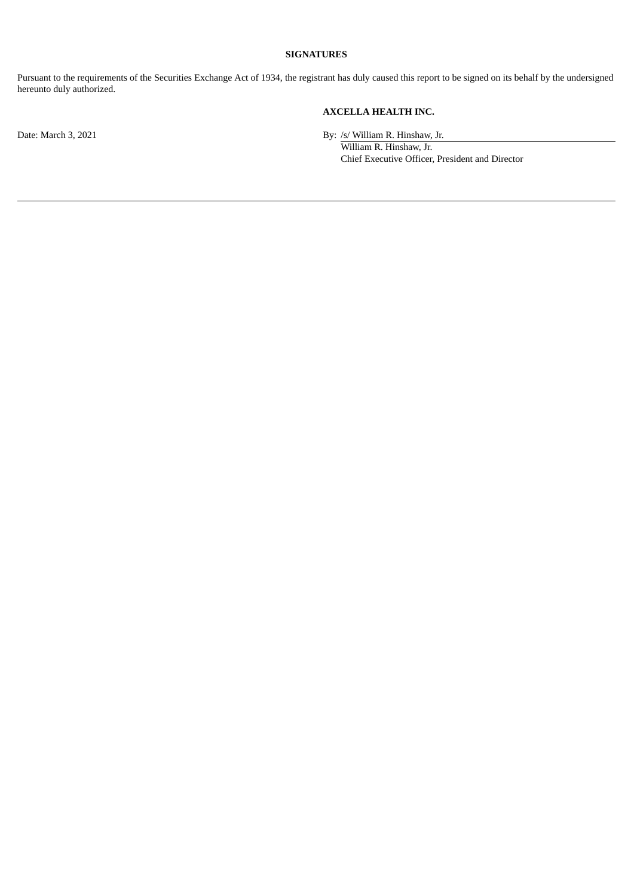**SIGNATURES**

Pursuant to the requirements of the Securities Exchange Act of 1934, the registrant has duly caused this report to be signed on its behalf by the undersigned hereunto duly authorized.

**AXCELLA HEALTH INC.**

Date: March 3, 2021

By: /s/ William R. Hinshaw, Jr.
William R. Hinshaw, Jr.
Chief Executive Officer, President and Director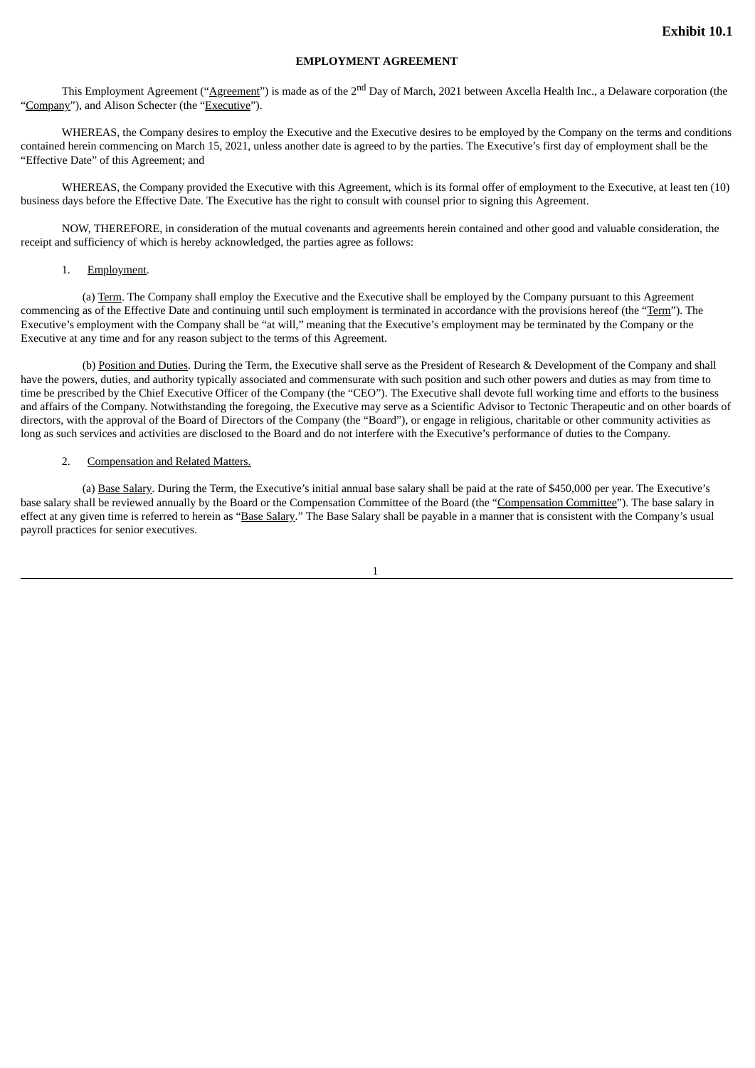**Exhibit 10.1**

**EMPLOYMENT AGREEMENT**

This Employment Agreement ("Agreement") is made as of the 2nd Day of March, 2021 between Axcella Health Inc., a Delaware corporation (the "Company"), and Alison Schecter (the "Executive").

WHEREAS, the Company desires to employ the Executive and the Executive desires to be employed by the Company on the terms and conditions contained herein commencing on March 15, 2021, unless another date is agreed to by the parties. The Executive's first day of employment shall be the "Effective Date" of this Agreement; and

WHEREAS, the Company provided the Executive with this Agreement, which is its formal offer of employment to the Executive, at least ten (10) business days before the Effective Date. The Executive has the right to consult with counsel prior to signing this Agreement.

NOW, THEREFORE, in consideration of the mutual covenants and agreements herein contained and other good and valuable consideration, the receipt and sufficiency of which is hereby acknowledged, the parties agree as follows:

1. Employment.

(a) Term. The Company shall employ the Executive and the Executive shall be employed by the Company pursuant to this Agreement commencing as of the Effective Date and continuing until such employment is terminated in accordance with the provisions hereof (the "Term"). The Executive's employment with the Company shall be "at will," meaning that the Executive's employment may be terminated by the Company or the Executive at any time and for any reason subject to the terms of this Agreement.

(b) Position and Duties. During the Term, the Executive shall serve as the President of Research & Development of the Company and shall have the powers, duties, and authority typically associated and commensurate with such position and such other powers and duties as may from time to time be prescribed by the Chief Executive Officer of the Company (the "CEO"). The Executive shall devote full working time and efforts to the business and affairs of the Company. Notwithstanding the foregoing, the Executive may serve as a Scientific Advisor to Tectonic Therapeutic and on other boards of directors, with the approval of the Board of Directors of the Company (the "Board"), or engage in religious, charitable or other community activities as long as such services and activities are disclosed to the Board and do not interfere with the Executive's performance of duties to the Company.

2. Compensation and Related Matters.

(a) Base Salary. During the Term, the Executive's initial annual base salary shall be paid at the rate of $450,000 per year. The Executive's base salary shall be reviewed annually by the Board or the Compensation Committee of the Board (the "Compensation Committee"). The base salary in effect at any given time is referred to herein as "Base Salary." The Base Salary shall be payable in a manner that is consistent with the Company's usual payroll practices for senior executives.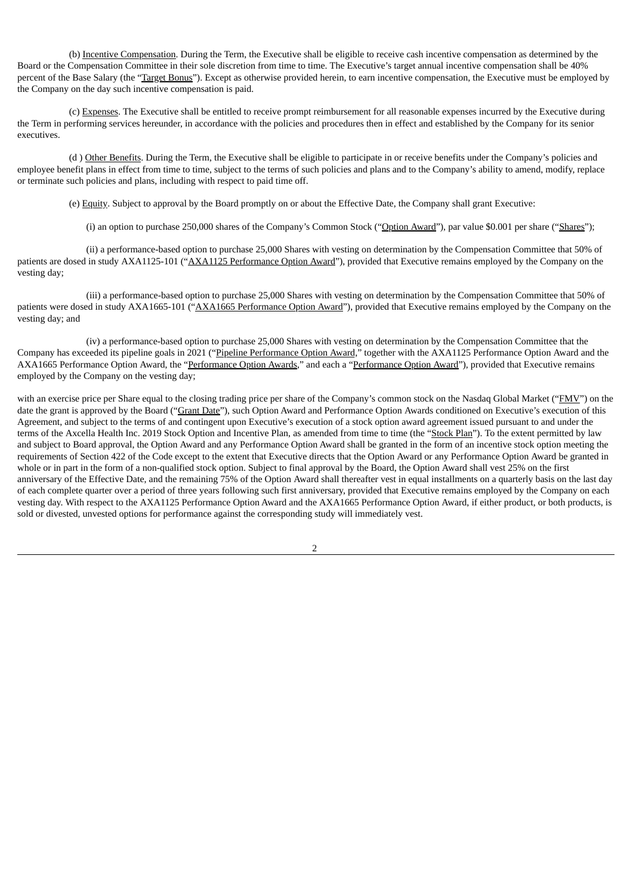(b) Incentive Compensation. During the Term, the Executive shall be eligible to receive cash incentive compensation as determined by the Board or the Compensation Committee in their sole discretion from time to time. The Executive's target annual incentive compensation shall be 40% percent of the Base Salary (the "Target Bonus"). Except as otherwise provided herein, to earn incentive compensation, the Executive must be employed by the Company on the day such incentive compensation is paid.

(c) Expenses. The Executive shall be entitled to receive prompt reimbursement for all reasonable expenses incurred by the Executive during the Term in performing services hereunder, in accordance with the policies and procedures then in effect and established by the Company for its senior executives.

(d ) Other Benefits. During the Term, the Executive shall be eligible to participate in or receive benefits under the Company's policies and employee benefit plans in effect from time to time, subject to the terms of such policies and plans and to the Company's ability to amend, modify, replace or terminate such policies and plans, including with respect to paid time off.

(e) Equity. Subject to approval by the Board promptly on or about the Effective Date, the Company shall grant Executive:

(i) an option to purchase 250,000 shares of the Company's Common Stock ("Option Award"), par value $0.001 per share ("Shares");

(ii) a performance-based option to purchase 25,000 Shares with vesting on determination by the Compensation Committee that 50% of patients are dosed in study AXA1125-101 ("AXA1125 Performance Option Award"), provided that Executive remains employed by the Company on the vesting day;

(iii) a performance-based option to purchase 25,000 Shares with vesting on determination by the Compensation Committee that 50% of patients were dosed in study AXA1665-101 ("AXA1665 Performance Option Award"), provided that Executive remains employed by the Company on the vesting day; and

(iv) a performance-based option to purchase 25,000 Shares with vesting on determination by the Compensation Committee that the Company has exceeded its pipeline goals in 2021 ("Pipeline Performance Option Award," together with the AXA1125 Performance Option Award and the AXA1665 Performance Option Award, the "Performance Option Awards," and each a "Performance Option Award"), provided that Executive remains employed by the Company on the vesting day;

with an exercise price per Share equal to the closing trading price per share of the Company's common stock on the Nasdaq Global Market ("FMV") on the date the grant is approved by the Board ("Grant Date"), such Option Award and Performance Option Awards conditioned on Executive's execution of this Agreement, and subject to the terms of and contingent upon Executive's execution of a stock option award agreement issued pursuant to and under the terms of the Axcella Health Inc. 2019 Stock Option and Incentive Plan, as amended from time to time (the "Stock Plan"). To the extent permitted by law and subject to Board approval, the Option Award and any Performance Option Award shall be granted in the form of an incentive stock option meeting the requirements of Section 422 of the Code except to the extent that Executive directs that the Option Award or any Performance Option Award be granted in whole or in part in the form of a non-qualified stock option. Subject to final approval by the Board, the Option Award shall vest 25% on the first anniversary of the Effective Date, and the remaining 75% of the Option Award shall thereafter vest in equal installments on a quarterly basis on the last day of each complete quarter over a period of three years following such first anniversary, provided that Executive remains employed by the Company on each vesting day. With respect to the AXA1125 Performance Option Award and the AXA1665 Performance Option Award, if either product, or both products, is sold or divested, unvested options for performance against the corresponding study will immediately vest.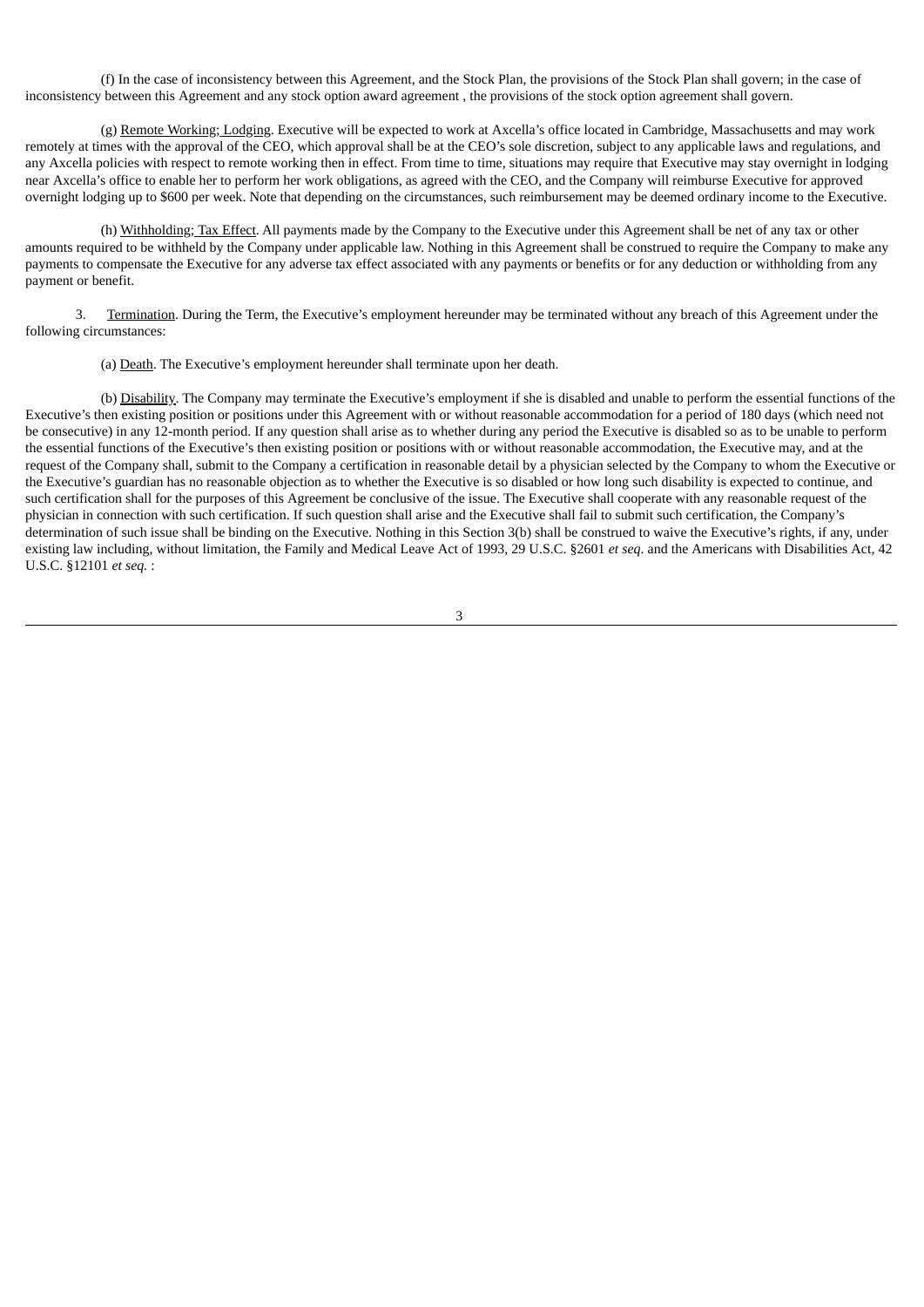(f) In the case of inconsistency between this Agreement, and the Stock Plan, the provisions of the Stock Plan shall govern; in the case of inconsistency between this Agreement and any stock option award agreement , the provisions of the stock option agreement shall govern.

(g) Remote Working; Lodging. Executive will be expected to work at Axcella's office located in Cambridge, Massachusetts and may work remotely at times with the approval of the CEO, which approval shall be at the CEO's sole discretion, subject to any applicable laws and regulations, and any Axcella policies with respect to remote working then in effect. From time to time, situations may require that Executive may stay overnight in lodging near Axcella's office to enable her to perform her work obligations, as agreed with the CEO, and the Company will reimburse Executive for approved overnight lodging up to $600 per week. Note that depending on the circumstances, such reimbursement may be deemed ordinary income to the Executive.

(h) Withholding; Tax Effect. All payments made by the Company to the Executive under this Agreement shall be net of any tax or other amounts required to be withheld by the Company under applicable law. Nothing in this Agreement shall be construed to require the Company to make any payments to compensate the Executive for any adverse tax effect associated with any payments or benefits or for any deduction or withholding from any payment or benefit.

3. Termination. During the Term, the Executive's employment hereunder may be terminated without any breach of this Agreement under the following circumstances:

(a) Death. The Executive's employment hereunder shall terminate upon her death.

(b) Disability. The Company may terminate the Executive's employment if she is disabled and unable to perform the essential functions of the Executive's then existing position or positions under this Agreement with or without reasonable accommodation for a period of 180 days (which need not be consecutive) in any 12-month period. If any question shall arise as to whether during any period the Executive is disabled so as to be unable to perform the essential functions of the Executive's then existing position or positions with or without reasonable accommodation, the Executive may, and at the request of the Company shall, submit to the Company a certification in reasonable detail by a physician selected by the Company to whom the Executive or the Executive's guardian has no reasonable objection as to whether the Executive is so disabled or how long such disability is expected to continue, and such certification shall for the purposes of this Agreement be conclusive of the issue. The Executive shall cooperate with any reasonable request of the physician in connection with such certification. If such question shall arise and the Executive shall fail to submit such certification, the Company's determination of such issue shall be binding on the Executive. Nothing in this Section 3(b) shall be construed to waive the Executive's rights, if any, under existing law including, without limitation, the Family and Medical Leave Act of 1993, 29 U.S.C. §2601 *et seq*. and the Americans with Disabilities Act, 42 U.S.C. §12101 *et seq.* :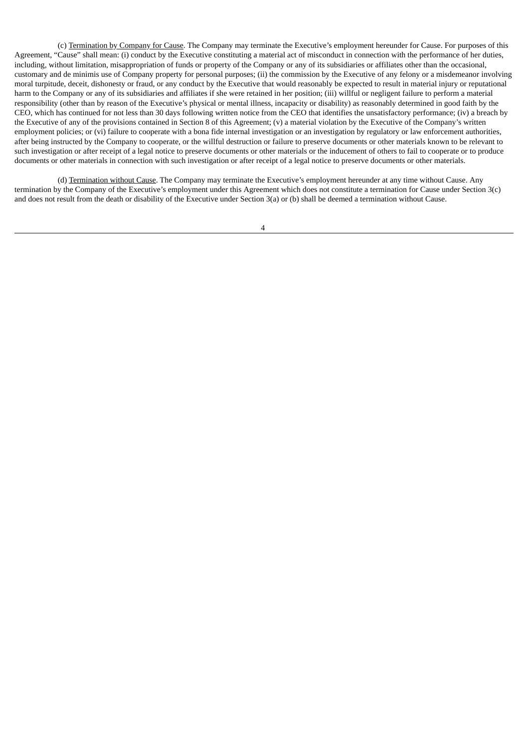(c) Termination by Company for Cause. The Company may terminate the Executive's employment hereunder for Cause. For purposes of this Agreement, "Cause" shall mean: (i) conduct by the Executive constituting a material act of misconduct in connection with the performance of her duties, including, without limitation, misappropriation of funds or property of the Company or any of its subsidiaries or affiliates other than the occasional, customary and de minimis use of Company property for personal purposes; (ii) the commission by the Executive of any felony or a misdemeanor involving moral turpitude, deceit, dishonesty or fraud, or any conduct by the Executive that would reasonably be expected to result in material injury or reputational harm to the Company or any of its subsidiaries and affiliates if she were retained in her position; (iii) willful or negligent failure to perform a material responsibility (other than by reason of the Executive's physical or mental illness, incapacity or disability) as reasonably determined in good faith by the CEO, which has continued for not less than 30 days following written notice from the CEO that identifies the unsatisfactory performance; (iv) a breach by the Executive of any of the provisions contained in Section 8 of this Agreement; (v) a material violation by the Executive of the Company's written employment policies; or (vi) failure to cooperate with a bona fide internal investigation or an investigation by regulatory or law enforcement authorities, after being instructed by the Company to cooperate, or the willful destruction or failure to preserve documents or other materials known to be relevant to such investigation or after receipt of a legal notice to preserve documents or other materials or the inducement of others to fail to cooperate or to produce documents or other materials in connection with such investigation or after receipt of a legal notice to preserve documents or other materials.

(d) Termination without Cause. The Company may terminate the Executive's employment hereunder at any time without Cause. Any termination by the Company of the Executive's employment under this Agreement which does not constitute a termination for Cause under Section 3(c) and does not result from the death or disability of the Executive under Section 3(a) or (b) shall be deemed a termination without Cause.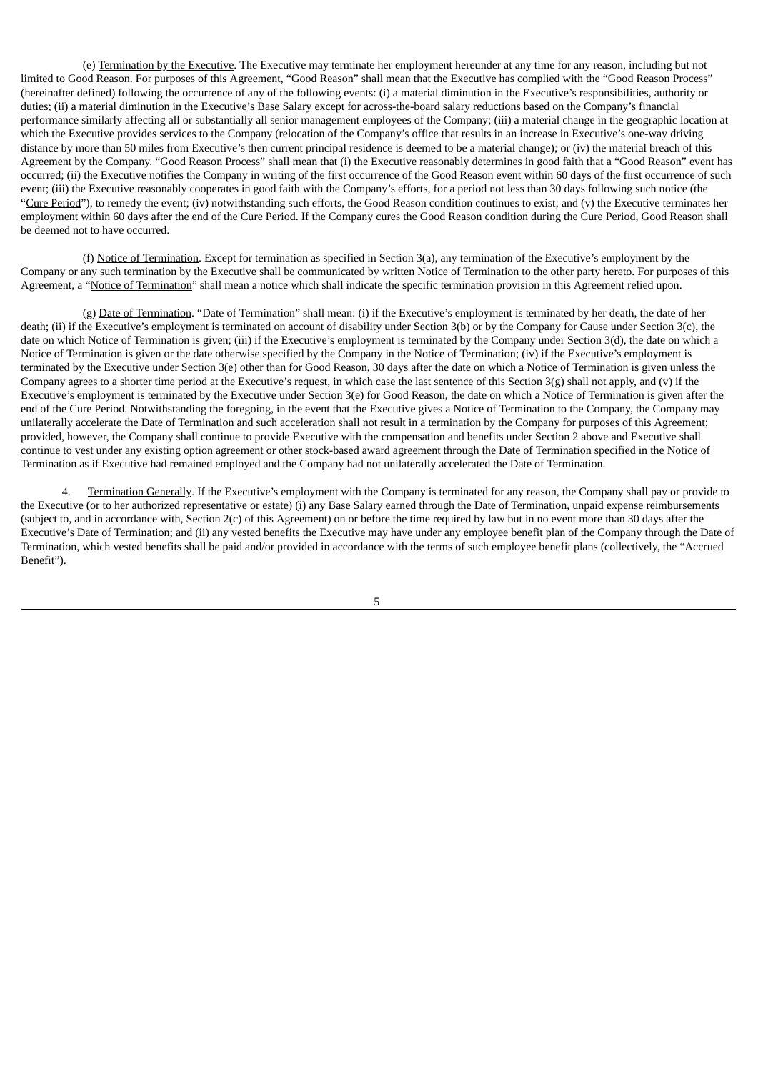(e) Termination by the Executive. The Executive may terminate her employment hereunder at any time for any reason, including but not limited to Good Reason. For purposes of this Agreement, "Good Reason" shall mean that the Executive has complied with the "Good Reason Process" (hereinafter defined) following the occurrence of any of the following events: (i) a material diminution in the Executive's responsibilities, authority or duties; (ii) a material diminution in the Executive's Base Salary except for across-the-board salary reductions based on the Company's financial performance similarly affecting all or substantially all senior management employees of the Company; (iii) a material change in the geographic location at which the Executive provides services to the Company (relocation of the Company's office that results in an increase in Executive's one-way driving distance by more than 50 miles from Executive's then current principal residence is deemed to be a material change); or (iv) the material breach of this Agreement by the Company. "Good Reason Process" shall mean that (i) the Executive reasonably determines in good faith that a "Good Reason" event has occurred; (ii) the Executive notifies the Company in writing of the first occurrence of the Good Reason event within 60 days of the first occurrence of such event; (iii) the Executive reasonably cooperates in good faith with the Company's efforts, for a period not less than 30 days following such notice (the "Cure Period"), to remedy the event; (iv) notwithstanding such efforts, the Good Reason condition continues to exist; and (v) the Executive terminates her employment within 60 days after the end of the Cure Period. If the Company cures the Good Reason condition during the Cure Period, Good Reason shall be deemed not to have occurred.

(f) Notice of Termination. Except for termination as specified in Section 3(a), any termination of the Executive's employment by the Company or any such termination by the Executive shall be communicated by written Notice of Termination to the other party hereto. For purposes of this Agreement, a "Notice of Termination" shall mean a notice which shall indicate the specific termination provision in this Agreement relied upon.

(g) Date of Termination. "Date of Termination" shall mean: (i) if the Executive's employment is terminated by her death, the date of her death; (ii) if the Executive's employment is terminated on account of disability under Section 3(b) or by the Company for Cause under Section 3(c), the date on which Notice of Termination is given; (iii) if the Executive's employment is terminated by the Company under Section 3(d), the date on which a Notice of Termination is given or the date otherwise specified by the Company in the Notice of Termination; (iv) if the Executive's employment is terminated by the Executive under Section 3(e) other than for Good Reason, 30 days after the date on which a Notice of Termination is given unless the Company agrees to a shorter time period at the Executive's request, in which case the last sentence of this Section 3(g) shall not apply, and (v) if the Executive's employment is terminated by the Executive under Section 3(e) for Good Reason, the date on which a Notice of Termination is given after the end of the Cure Period. Notwithstanding the foregoing, in the event that the Executive gives a Notice of Termination to the Company, the Company may unilaterally accelerate the Date of Termination and such acceleration shall not result in a termination by the Company for purposes of this Agreement; provided, however, the Company shall continue to provide Executive with the compensation and benefits under Section 2 above and Executive shall continue to vest under any existing option agreement or other stock-based award agreement through the Date of Termination specified in the Notice of Termination as if Executive had remained employed and the Company had not unilaterally accelerated the Date of Termination.

4. Termination Generally. If the Executive's employment with the Company is terminated for any reason, the Company shall pay or provide to the Executive (or to her authorized representative or estate) (i) any Base Salary earned through the Date of Termination, unpaid expense reimbursements (subject to, and in accordance with, Section 2(c) of this Agreement) on or before the time required by law but in no event more than 30 days after the Executive's Date of Termination; and (ii) any vested benefits the Executive may have under any employee benefit plan of the Company through the Date of Termination, which vested benefits shall be paid and/or provided in accordance with the terms of such employee benefit plans (collectively, the "Accrued Benefit").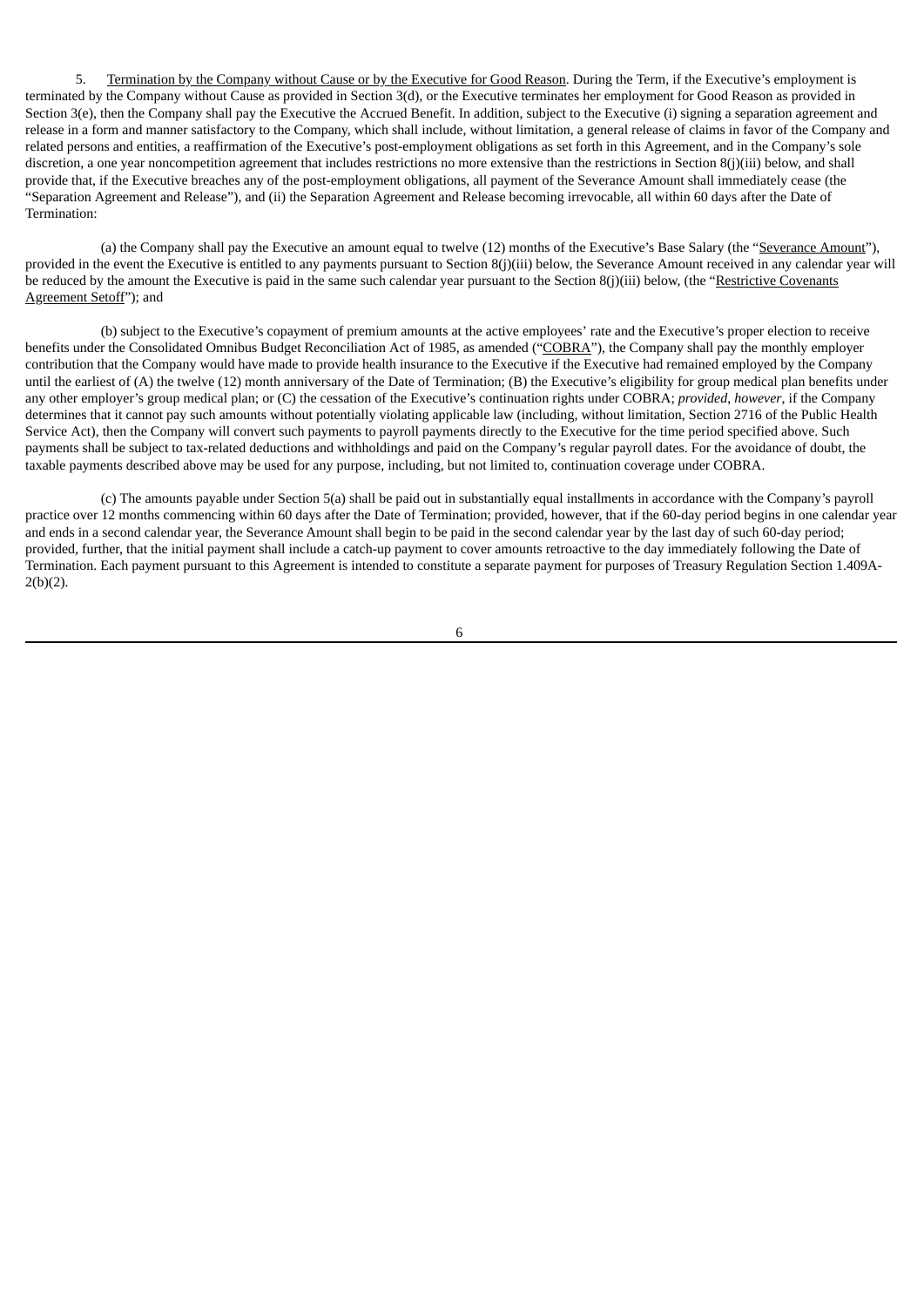5. Termination by the Company without Cause or by the Executive for Good Reason. During the Term, if the Executive's employment is terminated by the Company without Cause as provided in Section 3(d), or the Executive terminates her employment for Good Reason as provided in Section 3(e), then the Company shall pay the Executive the Accrued Benefit. In addition, subject to the Executive (i) signing a separation agreement and release in a form and manner satisfactory to the Company, which shall include, without limitation, a general release of claims in favor of the Company and related persons and entities, a reaffirmation of the Executive's post-employment obligations as set forth in this Agreement, and in the Company's sole discretion, a one year noncompetition agreement that includes restrictions no more extensive than the restrictions in Section 8(j)(iii) below, and shall provide that, if the Executive breaches any of the post-employment obligations, all payment of the Severance Amount shall immediately cease (the "Separation Agreement and Release"), and (ii) the Separation Agreement and Release becoming irrevocable, all within 60 days after the Date of Termination:

(a) the Company shall pay the Executive an amount equal to twelve (12) months of the Executive's Base Salary (the "Severance Amount"), provided in the event the Executive is entitled to any payments pursuant to Section 8(j)(iii) below, the Severance Amount received in any calendar year will be reduced by the amount the Executive is paid in the same such calendar year pursuant to the Section 8(j)(iii) below, (the "Restrictive Covenants Agreement Setoff"); and

(b) subject to the Executive's copayment of premium amounts at the active employees' rate and the Executive's proper election to receive benefits under the Consolidated Omnibus Budget Reconciliation Act of 1985, as amended ("COBRA"), the Company shall pay the monthly employer contribution that the Company would have made to provide health insurance to the Executive if the Executive had remained employed by the Company until the earliest of (A) the twelve (12) month anniversary of the Date of Termination; (B) the Executive's eligibility for group medical plan benefits under any other employer's group medical plan; or (C) the cessation of the Executive's continuation rights under COBRA; *provided*, *however*, if the Company determines that it cannot pay such amounts without potentially violating applicable law (including, without limitation, Section 2716 of the Public Health Service Act), then the Company will convert such payments to payroll payments directly to the Executive for the time period specified above. Such payments shall be subject to tax-related deductions and withholdings and paid on the Company's regular payroll dates. For the avoidance of doubt, the taxable payments described above may be used for any purpose, including, but not limited to, continuation coverage under COBRA.

(c) The amounts payable under Section 5(a) shall be paid out in substantially equal installments in accordance with the Company's payroll practice over 12 months commencing within 60 days after the Date of Termination; provided, however, that if the 60-day period begins in one calendar year and ends in a second calendar year, the Severance Amount shall begin to be paid in the second calendar year by the last day of such 60-day period; provided, further, that the initial payment shall include a catch-up payment to cover amounts retroactive to the day immediately following the Date of Termination. Each payment pursuant to this Agreement is intended to constitute a separate payment for purposes of Treasury Regulation Section 1.409A-2(b)(2).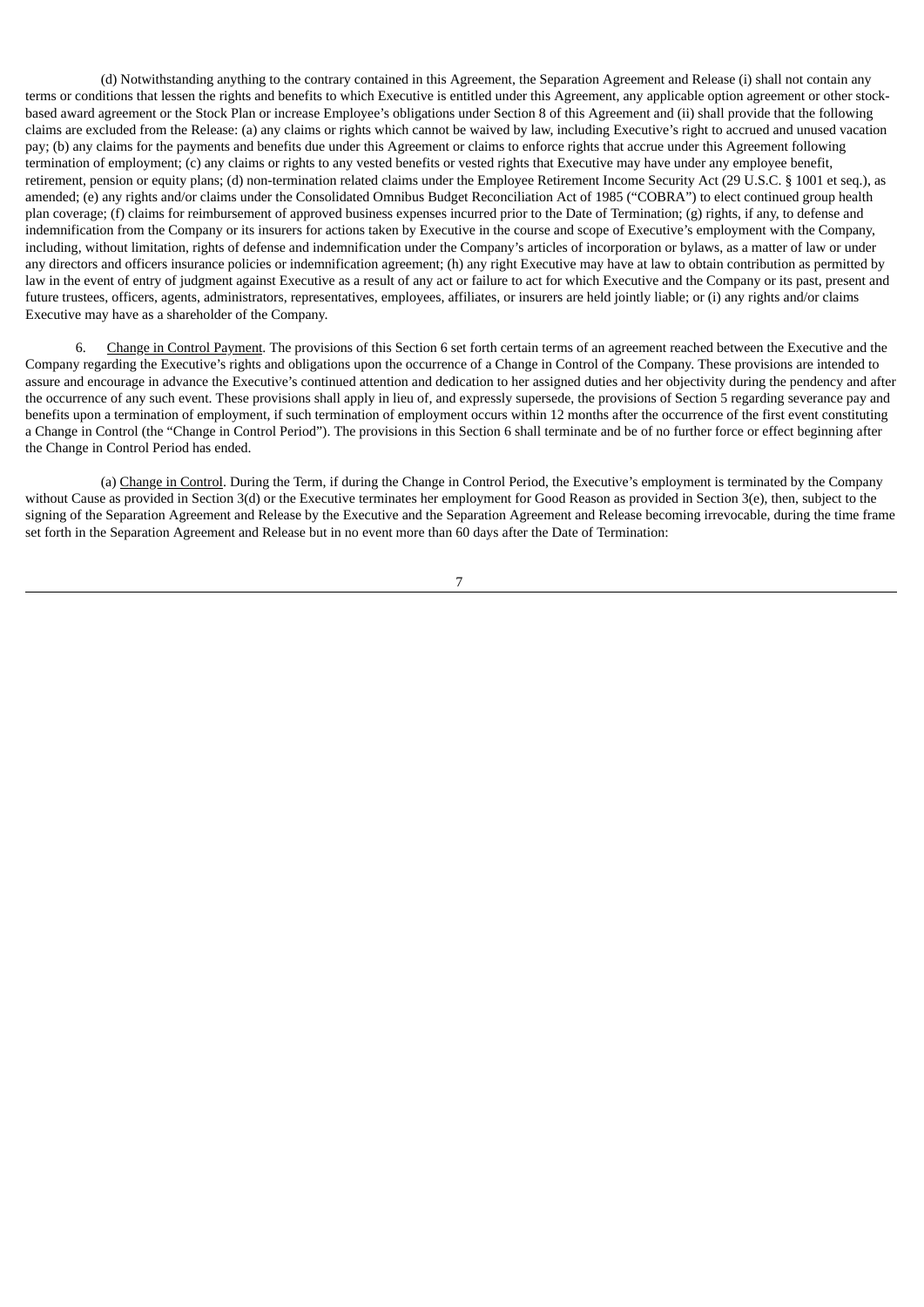(d) Notwithstanding anything to the contrary contained in this Agreement, the Separation Agreement and Release (i) shall not contain any terms or conditions that lessen the rights and benefits to which Executive is entitled under this Agreement, any applicable option agreement or other stock-based award agreement or the Stock Plan or increase Employee's obligations under Section 8 of this Agreement and (ii) shall provide that the following claims are excluded from the Release: (a) any claims or rights which cannot be waived by law, including Executive's right to accrued and unused vacation pay; (b) any claims for the payments and benefits due under this Agreement or claims to enforce rights that accrue under this Agreement following termination of employment; (c) any claims or rights to any vested benefits or vested rights that Executive may have under any employee benefit, retirement, pension or equity plans; (d) non-termination related claims under the Employee Retirement Income Security Act (29 U.S.C. § 1001 et seq.), as amended; (e) any rights and/or claims under the Consolidated Omnibus Budget Reconciliation Act of 1985 ("COBRA") to elect continued group health plan coverage; (f) claims for reimbursement of approved business expenses incurred prior to the Date of Termination; (g) rights, if any, to defense and indemnification from the Company or its insurers for actions taken by Executive in the course and scope of Executive's employment with the Company, including, without limitation, rights of defense and indemnification under the Company's articles of incorporation or bylaws, as a matter of law or under any directors and officers insurance policies or indemnification agreement; (h) any right Executive may have at law to obtain contribution as permitted by law in the event of entry of judgment against Executive as a result of any act or failure to act for which Executive and the Company or its past, present and future trustees, officers, agents, administrators, representatives, employees, affiliates, or insurers are held jointly liable; or (i) any rights and/or claims Executive may have as a shareholder of the Company.

6. Change in Control Payment. The provisions of this Section 6 set forth certain terms of an agreement reached between the Executive and the Company regarding the Executive's rights and obligations upon the occurrence of a Change in Control of the Company. These provisions are intended to assure and encourage in advance the Executive's continued attention and dedication to her assigned duties and her objectivity during the pendency and after the occurrence of any such event. These provisions shall apply in lieu of, and expressly supersede, the provisions of Section 5 regarding severance pay and benefits upon a termination of employment, if such termination of employment occurs within 12 months after the occurrence of the first event constituting a Change in Control (the "Change in Control Period"). The provisions in this Section 6 shall terminate and be of no further force or effect beginning after the Change in Control Period has ended.

(a) Change in Control. During the Term, if during the Change in Control Period, the Executive's employment is terminated by the Company without Cause as provided in Section 3(d) or the Executive terminates her employment for Good Reason as provided in Section 3(e), then, subject to the signing of the Separation Agreement and Release by the Executive and the Separation Agreement and Release becoming irrevocable, during the time frame set forth in the Separation Agreement and Release but in no event more than 60 days after the Date of Termination: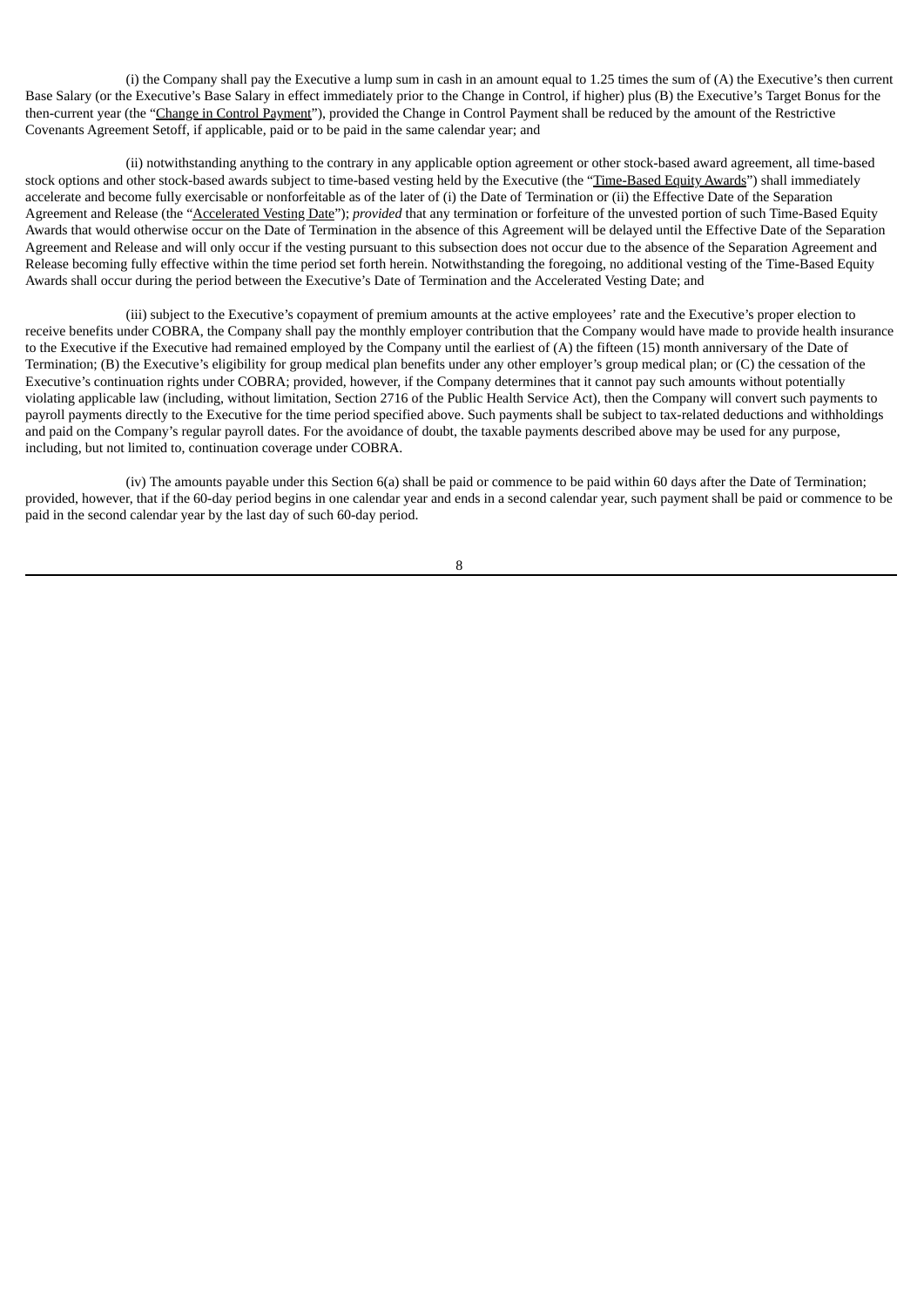(i) the Company shall pay the Executive a lump sum in cash in an amount equal to 1.25 times the sum of (A) the Executive's then current Base Salary (or the Executive's Base Salary in effect immediately prior to the Change in Control, if higher) plus (B) the Executive's Target Bonus for the then-current year (the "Change in Control Payment"), provided the Change in Control Payment shall be reduced by the amount of the Restrictive Covenants Agreement Setoff, if applicable, paid or to be paid in the same calendar year; and

(ii) notwithstanding anything to the contrary in any applicable option agreement or other stock-based award agreement, all time-based stock options and other stock-based awards subject to time-based vesting held by the Executive (the "Time-Based Equity Awards") shall immediately accelerate and become fully exercisable or nonforfeitable as of the later of (i) the Date of Termination or (ii) the Effective Date of the Separation Agreement and Release (the "Accelerated Vesting Date"); *provided* that any termination or forfeiture of the unvested portion of such Time-Based Equity Awards that would otherwise occur on the Date of Termination in the absence of this Agreement will be delayed until the Effective Date of the Separation Agreement and Release and will only occur if the vesting pursuant to this subsection does not occur due to the absence of the Separation Agreement and Release becoming fully effective within the time period set forth herein. Notwithstanding the foregoing, no additional vesting of the Time-Based Equity Awards shall occur during the period between the Executive's Date of Termination and the Accelerated Vesting Date; and

(iii) subject to the Executive's copayment of premium amounts at the active employees' rate and the Executive's proper election to receive benefits under COBRA, the Company shall pay the monthly employer contribution that the Company would have made to provide health insurance to the Executive if the Executive had remained employed by the Company until the earliest of (A) the fifteen (15) month anniversary of the Date of Termination; (B) the Executive's eligibility for group medical plan benefits under any other employer's group medical plan; or (C) the cessation of the Executive's continuation rights under COBRA; provided, however, if the Company determines that it cannot pay such amounts without potentially violating applicable law (including, without limitation, Section 2716 of the Public Health Service Act), then the Company will convert such payments to payroll payments directly to the Executive for the time period specified above. Such payments shall be subject to tax-related deductions and withholdings and paid on the Company's regular payroll dates. For the avoidance of doubt, the taxable payments described above may be used for any purpose, including, but not limited to, continuation coverage under COBRA.

(iv) The amounts payable under this Section 6(a) shall be paid or commence to be paid within 60 days after the Date of Termination; provided, however, that if the 60-day period begins in one calendar year and ends in a second calendar year, such payment shall be paid or commence to be paid in the second calendar year by the last day of such 60-day period.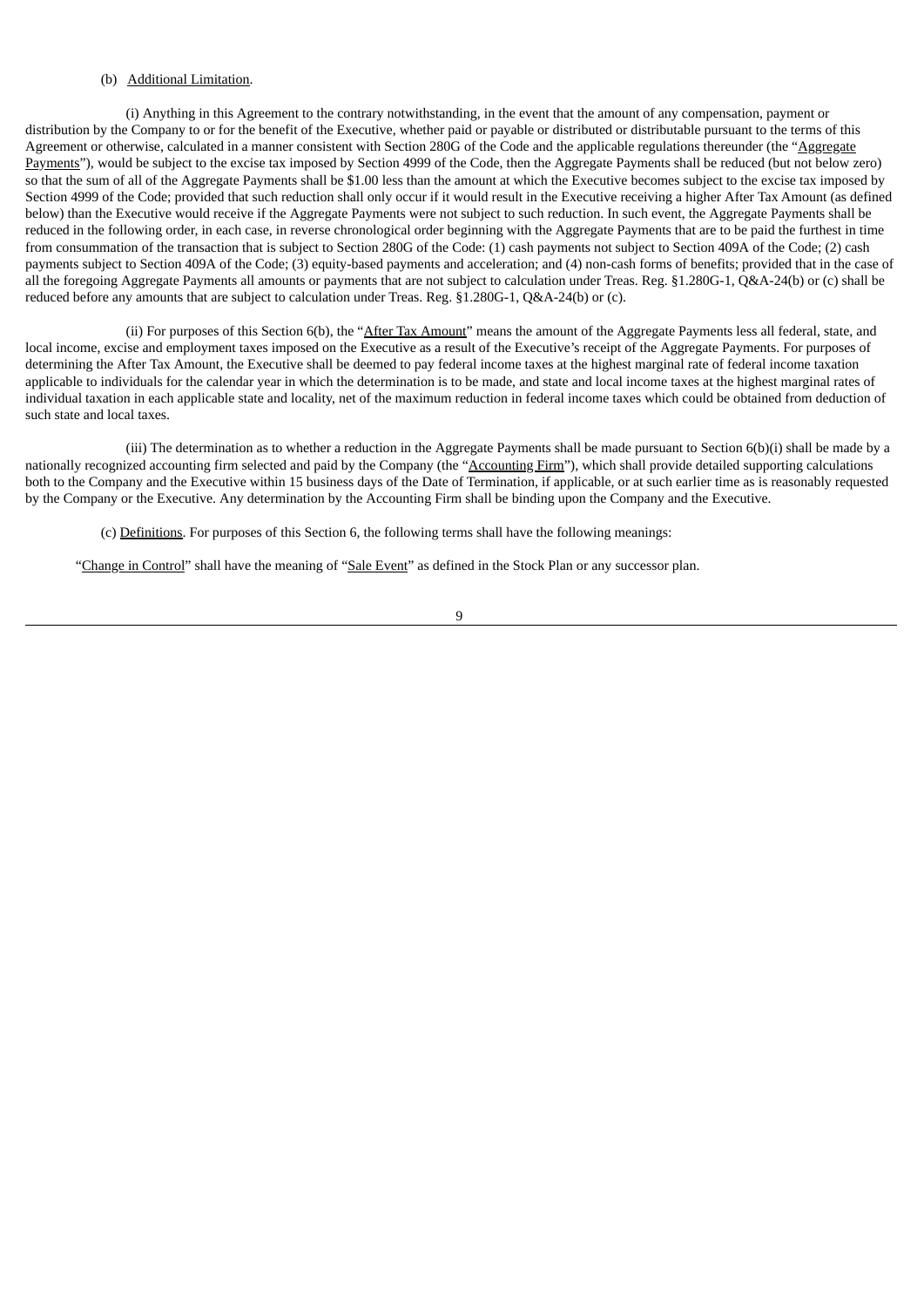(b) Additional Limitation.

(i) Anything in this Agreement to the contrary notwithstanding, in the event that the amount of any compensation, payment or distribution by the Company to or for the benefit of the Executive, whether paid or payable or distributed or distributable pursuant to the terms of this Agreement or otherwise, calculated in a manner consistent with Section 280G of the Code and the applicable regulations thereunder (the "Aggregate Payments"), would be subject to the excise tax imposed by Section 4999 of the Code, then the Aggregate Payments shall be reduced (but not below zero) so that the sum of all of the Aggregate Payments shall be $1.00 less than the amount at which the Executive becomes subject to the excise tax imposed by Section 4999 of the Code; provided that such reduction shall only occur if it would result in the Executive receiving a higher After Tax Amount (as defined below) than the Executive would receive if the Aggregate Payments were not subject to such reduction. In such event, the Aggregate Payments shall be reduced in the following order, in each case, in reverse chronological order beginning with the Aggregate Payments that are to be paid the furthest in time from consummation of the transaction that is subject to Section 280G of the Code: (1) cash payments not subject to Section 409A of the Code; (2) cash payments subject to Section 409A of the Code; (3) equity-based payments and acceleration; and (4) non-cash forms of benefits; provided that in the case of all the foregoing Aggregate Payments all amounts or payments that are not subject to calculation under Treas. Reg. §1.280G-1, Q&A-24(b) or (c) shall be reduced before any amounts that are subject to calculation under Treas. Reg. §1.280G-1, Q&A-24(b) or (c).

(ii) For purposes of this Section 6(b), the "After Tax Amount" means the amount of the Aggregate Payments less all federal, state, and local income, excise and employment taxes imposed on the Executive as a result of the Executive's receipt of the Aggregate Payments. For purposes of determining the After Tax Amount, the Executive shall be deemed to pay federal income taxes at the highest marginal rate of federal income taxation applicable to individuals for the calendar year in which the determination is to be made, and state and local income taxes at the highest marginal rates of individual taxation in each applicable state and locality, net of the maximum reduction in federal income taxes which could be obtained from deduction of such state and local taxes.

(iii) The determination as to whether a reduction in the Aggregate Payments shall be made pursuant to Section 6(b)(i) shall be made by a nationally recognized accounting firm selected and paid by the Company (the "Accounting Firm"), which shall provide detailed supporting calculations both to the Company and the Executive within 15 business days of the Date of Termination, if applicable, or at such earlier time as is reasonably requested by the Company or the Executive. Any determination by the Accounting Firm shall be binding upon the Company and the Executive.

(c) Definitions. For purposes of this Section 6, the following terms shall have the following meanings:

"Change in Control" shall have the meaning of "Sale Event" as defined in the Stock Plan or any successor plan.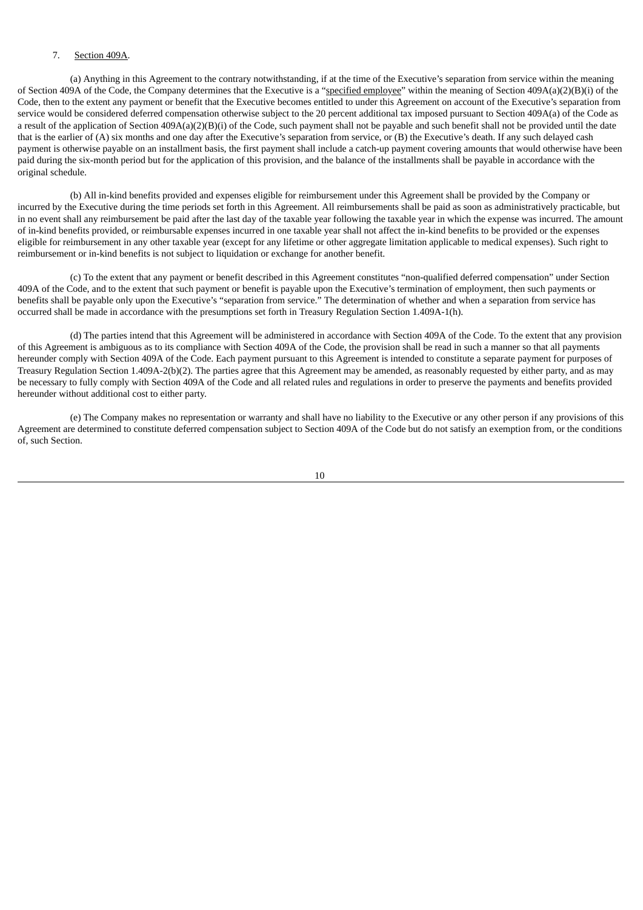7. Section 409A.

(a) Anything in this Agreement to the contrary notwithstanding, if at the time of the Executive's separation from service within the meaning of Section 409A of the Code, the Company determines that the Executive is a "specified employee" within the meaning of Section 409A(a)(2)(B)(i) of the Code, then to the extent any payment or benefit that the Executive becomes entitled to under this Agreement on account of the Executive's separation from service would be considered deferred compensation otherwise subject to the 20 percent additional tax imposed pursuant to Section 409A(a) of the Code as a result of the application of Section 409A(a)(2)(B)(i) of the Code, such payment shall not be payable and such benefit shall not be provided until the date that is the earlier of (A) six months and one day after the Executive's separation from service, or (B) the Executive's death. If any such delayed cash payment is otherwise payable on an installment basis, the first payment shall include a catch-up payment covering amounts that would otherwise have been paid during the six-month period but for the application of this provision, and the balance of the installments shall be payable in accordance with the original schedule.

(b) All in-kind benefits provided and expenses eligible for reimbursement under this Agreement shall be provided by the Company or incurred by the Executive during the time periods set forth in this Agreement. All reimbursements shall be paid as soon as administratively practicable, but in no event shall any reimbursement be paid after the last day of the taxable year following the taxable year in which the expense was incurred. The amount of in-kind benefits provided, or reimbursable expenses incurred in one taxable year shall not affect the in-kind benefits to be provided or the expenses eligible for reimbursement in any other taxable year (except for any lifetime or other aggregate limitation applicable to medical expenses). Such right to reimbursement or in-kind benefits is not subject to liquidation or exchange for another benefit.

(c) To the extent that any payment or benefit described in this Agreement constitutes "non-qualified deferred compensation" under Section 409A of the Code, and to the extent that such payment or benefit is payable upon the Executive's termination of employment, then such payments or benefits shall be payable only upon the Executive's "separation from service." The determination of whether and when a separation from service has occurred shall be made in accordance with the presumptions set forth in Treasury Regulation Section 1.409A-1(h).

(d) The parties intend that this Agreement will be administered in accordance with Section 409A of the Code. To the extent that any provision of this Agreement is ambiguous as to its compliance with Section 409A of the Code, the provision shall be read in such a manner so that all payments hereunder comply with Section 409A of the Code. Each payment pursuant to this Agreement is intended to constitute a separate payment for purposes of Treasury Regulation Section 1.409A-2(b)(2). The parties agree that this Agreement may be amended, as reasonably requested by either party, and as may be necessary to fully comply with Section 409A of the Code and all related rules and regulations in order to preserve the payments and benefits provided hereunder without additional cost to either party.

(e) The Company makes no representation or warranty and shall have no liability to the Executive or any other person if any provisions of this Agreement are determined to constitute deferred compensation subject to Section 409A of the Code but do not satisfy an exemption from, or the conditions of, such Section.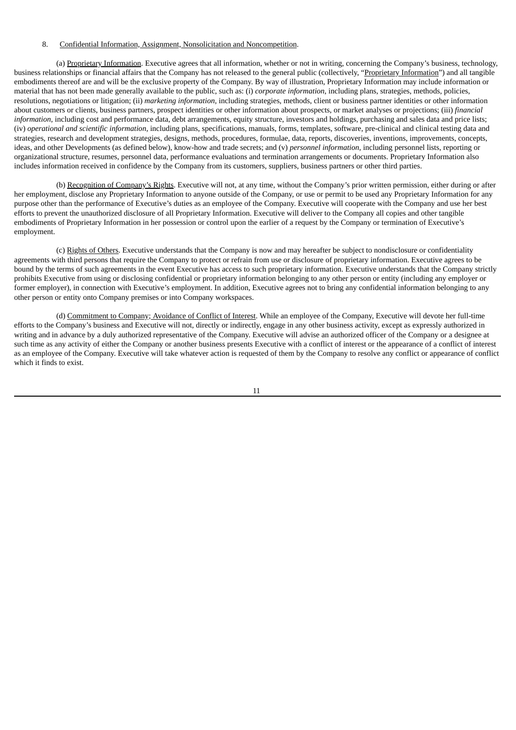8. Confidential Information, Assignment, Nonsolicitation and Noncompetition.

(a) Proprietary Information. Executive agrees that all information, whether or not in writing, concerning the Company's business, technology, business relationships or financial affairs that the Company has not released to the general public (collectively, "Proprietary Information") and all tangible embodiments thereof are and will be the exclusive property of the Company. By way of illustration, Proprietary Information may include information or material that has not been made generally available to the public, such as: (i) *corporate information*, including plans, strategies, methods, policies, resolutions, negotiations or litigation; (ii) *marketing information*, including strategies, methods, client or business partner identities or other information about customers or clients, business partners, prospect identities or other information about prospects, or market analyses or projections; (iii) *financial information*, including cost and performance data, debt arrangements, equity structure, investors and holdings, purchasing and sales data and price lists; (iv) *operational and scientific information*, including plans, specifications, manuals, forms, templates, software, pre-clinical and clinical testing data and strategies, research and development strategies, designs, methods, procedures, formulae, data, reports, discoveries, inventions, improvements, concepts, ideas, and other Developments (as defined below), know-how and trade secrets; and (v) *personnel information*, including personnel lists, reporting or organizational structure, resumes, personnel data, performance evaluations and termination arrangements or documents. Proprietary Information also includes information received in confidence by the Company from its customers, suppliers, business partners or other third parties.

(b) Recognition of Company's Rights. Executive will not, at any time, without the Company's prior written permission, either during or after her employment, disclose any Proprietary Information to anyone outside of the Company, or use or permit to be used any Proprietary Information for any purpose other than the performance of Executive's duties as an employee of the Company. Executive will cooperate with the Company and use her best efforts to prevent the unauthorized disclosure of all Proprietary Information. Executive will deliver to the Company all copies and other tangible embodiments of Proprietary Information in her possession or control upon the earlier of a request by the Company or termination of Executive's employment.

(c) Rights of Others. Executive understands that the Company is now and may hereafter be subject to nondisclosure or confidentiality agreements with third persons that require the Company to protect or refrain from use or disclosure of proprietary information. Executive agrees to be bound by the terms of such agreements in the event Executive has access to such proprietary information. Executive understands that the Company strictly prohibits Executive from using or disclosing confidential or proprietary information belonging to any other person or entity (including any employer or former employer), in connection with Executive's employment. In addition, Executive agrees not to bring any confidential information belonging to any other person or entity onto Company premises or into Company workspaces.

(d) Commitment to Company; Avoidance of Conflict of Interest. While an employee of the Company, Executive will devote her full-time efforts to the Company's business and Executive will not, directly or indirectly, engage in any other business activity, except as expressly authorized in writing and in advance by a duly authorized representative of the Company. Executive will advise an authorized officer of the Company or a designee at such time as any activity of either the Company or another business presents Executive with a conflict of interest or the appearance of a conflict of interest as an employee of the Company. Executive will take whatever action is requested of them by the Company to resolve any conflict or appearance of conflict which it finds to exist.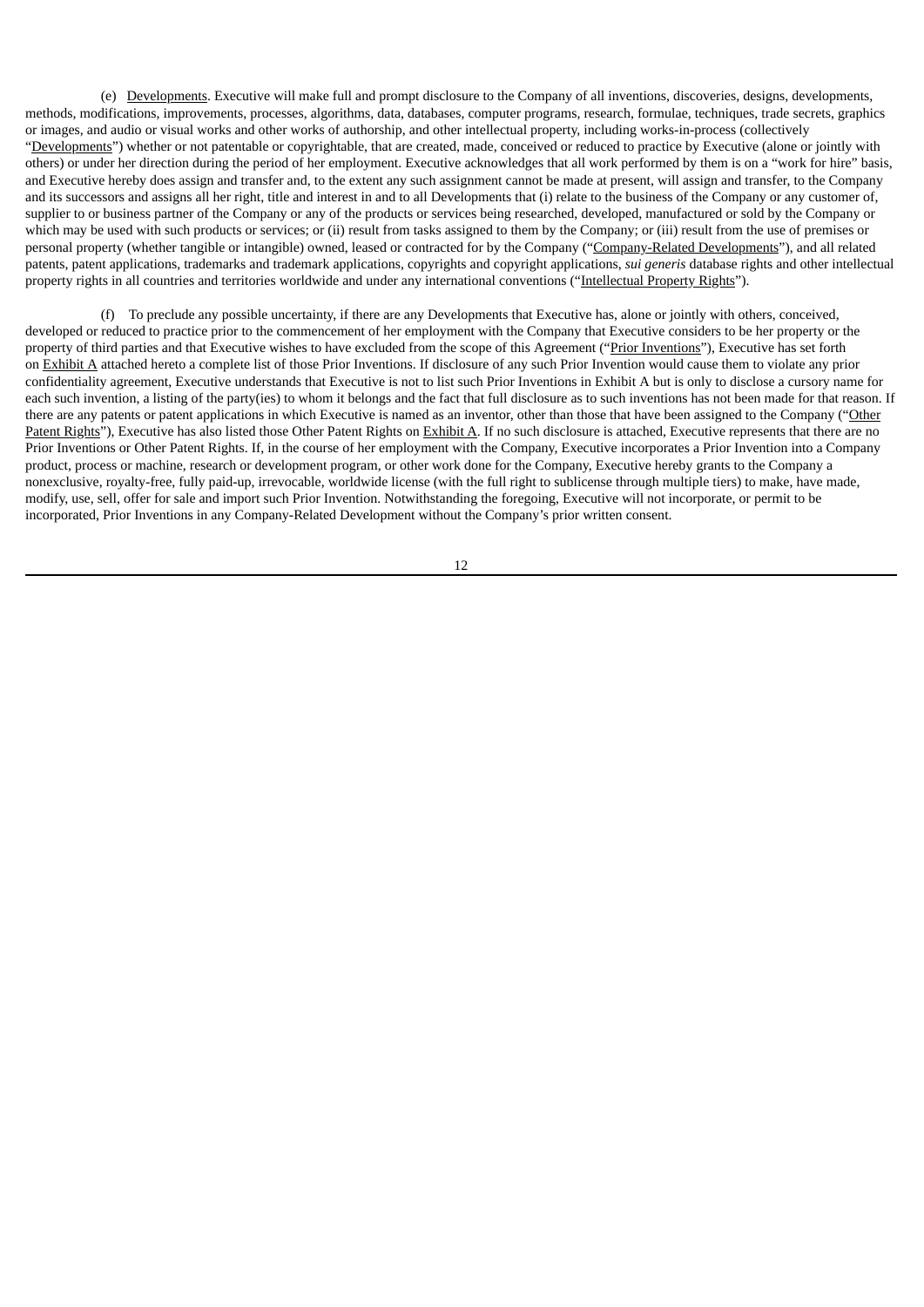(e) Developments. Executive will make full and prompt disclosure to the Company of all inventions, discoveries, designs, developments, methods, modifications, improvements, processes, algorithms, data, databases, computer programs, research, formulae, techniques, trade secrets, graphics or images, and audio or visual works and other works of authorship, and other intellectual property, including works-in-process (collectively "Developments") whether or not patentable or copyrightable, that are created, made, conceived or reduced to practice by Executive (alone or jointly with others) or under her direction during the period of her employment. Executive acknowledges that all work performed by them is on a "work for hire" basis, and Executive hereby does assign and transfer and, to the extent any such assignment cannot be made at present, will assign and transfer, to the Company and its successors and assigns all her right, title and interest in and to all Developments that (i) relate to the business of the Company or any customer of, supplier to or business partner of the Company or any of the products or services being researched, developed, manufactured or sold by the Company or which may be used with such products or services; or (ii) result from tasks assigned to them by the Company; or (iii) result from the use of premises or personal property (whether tangible or intangible) owned, leased or contracted for by the Company ("Company-Related Developments"), and all related patents, patent applications, trademarks and trademark applications, copyrights and copyright applications, *sui generis* database rights and other intellectual property rights in all countries and territories worldwide and under any international conventions ("Intellectual Property Rights").

(f) To preclude any possible uncertainty, if there are any Developments that Executive has, alone or jointly with others, conceived, developed or reduced to practice prior to the commencement of her employment with the Company that Executive considers to be her property or the property of third parties and that Executive wishes to have excluded from the scope of this Agreement ("Prior Inventions"), Executive has set forth on Exhibit A attached hereto a complete list of those Prior Inventions. If disclosure of any such Prior Invention would cause them to violate any prior confidentiality agreement, Executive understands that Executive is not to list such Prior Inventions in Exhibit A but is only to disclose a cursory name for each such invention, a listing of the party(ies) to whom it belongs and the fact that full disclosure as to such inventions has not been made for that reason. If there are any patents or patent applications in which Executive is named as an inventor, other than those that have been assigned to the Company ("Other Patent Rights"), Executive has also listed those Other Patent Rights on Exhibit A. If no such disclosure is attached, Executive represents that there are no Prior Inventions or Other Patent Rights. If, in the course of her employment with the Company, Executive incorporates a Prior Invention into a Company product, process or machine, research or development program, or other work done for the Company, Executive hereby grants to the Company a nonexclusive, royalty-free, fully paid-up, irrevocable, worldwide license (with the full right to sublicense through multiple tiers) to make, have made, modify, use, sell, offer for sale and import such Prior Invention. Notwithstanding the foregoing, Executive will not incorporate, or permit to be incorporated, Prior Inventions in any Company-Related Development without the Company's prior written consent.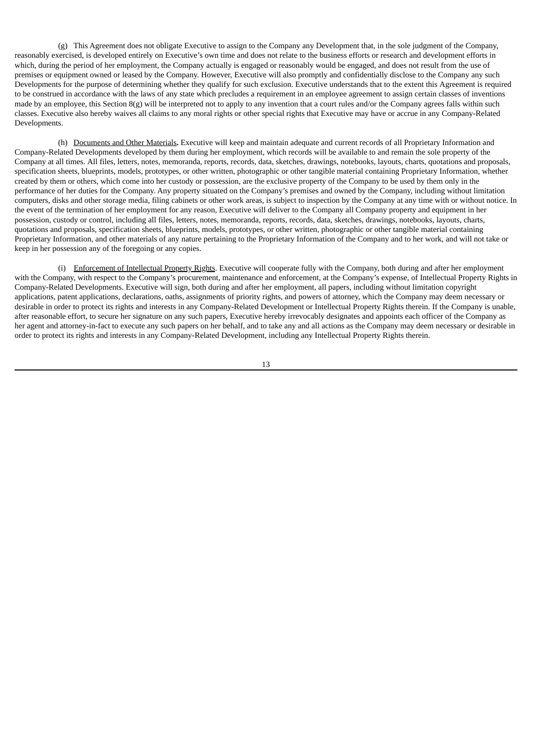(g) This Agreement does not obligate Executive to assign to the Company any Development that, in the sole judgment of the Company, reasonably exercised, is developed entirely on Executive's own time and does not relate to the business efforts or research and development efforts in which, during the period of her employment, the Company actually is engaged or reasonably would be engaged, and does not result from the use of premises or equipment owned or leased by the Company. However, Executive will also promptly and confidentially disclose to the Company any such Developments for the purpose of determining whether they qualify for such exclusion. Executive understands that to the extent this Agreement is required to be construed in accordance with the laws of any state which precludes a requirement in an employee agreement to assign certain classes of inventions made by an employee, this Section 8(g) will be interpreted not to apply to any invention that a court rules and/or the Company agrees falls within such classes. Executive also hereby waives all claims to any moral rights or other special rights that Executive may have or accrue in any Company-Related Developments.

(h) Documents and Other Materials**.** Executive will keep and maintain adequate and current records of all Proprietary Information and Company-Related Developments developed by them during her employment, which records will be available to and remain the sole property of the Company at all times. All files, letters, notes, memoranda, reports, records, data, sketches, drawings, notebooks, layouts, charts, quotations and proposals, specification sheets, blueprints, models, prototypes, or other written, photographic or other tangible material containing Proprietary Information, whether created by them or others, which come into her custody or possession, are the exclusive property of the Company to be used by them only in the performance of her duties for the Company. Any property situated on the Company's premises and owned by the Company, including without limitation computers, disks and other storage media, filing cabinets or other work areas, is subject to inspection by the Company at any time with or without notice. In the event of the termination of her employment for any reason, Executive will deliver to the Company all Company property and equipment in her possession, custody or control, including all files, letters, notes, memoranda, reports, records, data, sketches, drawings, notebooks, layouts, charts, quotations and proposals, specification sheets, blueprints, models, prototypes, or other written, photographic or other tangible material containing Proprietary Information, and other materials of any nature pertaining to the Proprietary Information of the Company and to her work, and will not take or keep in her possession any of the foregoing or any copies.

(i) Enforcement of Intellectual Property Rights. Executive will cooperate fully with the Company, both during and after her employment with the Company, with respect to the Company's procurement, maintenance and enforcement, at the Company's expense, of Intellectual Property Rights in Company-Related Developments. Executive will sign, both during and after her employment, all papers, including without limitation copyright applications, patent applications, declarations, oaths, assignments of priority rights, and powers of attorney, which the Company may deem necessary or desirable in order to protect its rights and interests in any Company-Related Development or Intellectual Property Rights therein. If the Company is unable, after reasonable effort, to secure her signature on any such papers, Executive hereby irrevocably designates and appoints each officer of the Company as her agent and attorney-in-fact to execute any such papers on her behalf, and to take any and all actions as the Company may deem necessary or desirable in order to protect its rights and interests in any Company-Related Development, including any Intellectual Property Rights therein.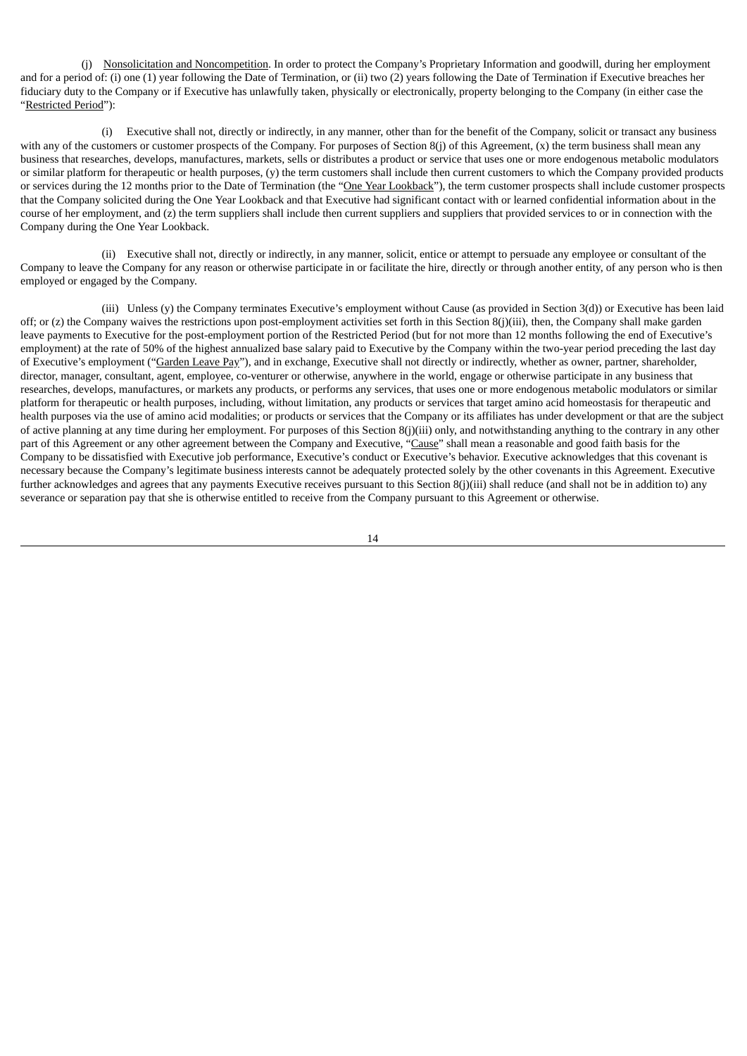(j) Nonsolicitation and Noncompetition. In order to protect the Company's Proprietary Information and goodwill, during her employment and for a period of: (i) one (1) year following the Date of Termination, or (ii) two (2) years following the Date of Termination if Executive breaches her fiduciary duty to the Company or if Executive has unlawfully taken, physically or electronically, property belonging to the Company (in either case the "Restricted Period"):

(i) Executive shall not, directly or indirectly, in any manner, other than for the benefit of the Company, solicit or transact any business with any of the customers or customer prospects of the Company. For purposes of Section 8(j) of this Agreement, (x) the term business shall mean any business that researches, develops, manufactures, markets, sells or distributes a product or service that uses one or more endogenous metabolic modulators or similar platform for therapeutic or health purposes, (y) the term customers shall include then current customers to which the Company provided products or services during the 12 months prior to the Date of Termination (the "One Year Lookback"), the term customer prospects shall include customer prospects that the Company solicited during the One Year Lookback and that Executive had significant contact with or learned confidential information about in the course of her employment, and (z) the term suppliers shall include then current suppliers and suppliers that provided services to or in connection with the Company during the One Year Lookback.

(ii) Executive shall not, directly or indirectly, in any manner, solicit, entice or attempt to persuade any employee or consultant of the Company to leave the Company for any reason or otherwise participate in or facilitate the hire, directly or through another entity, of any person who is then employed or engaged by the Company.

(iii) Unless (y) the Company terminates Executive's employment without Cause (as provided in Section 3(d)) or Executive has been laid off; or (z) the Company waives the restrictions upon post-employment activities set forth in this Section 8(j)(iii), then, the Company shall make garden leave payments to Executive for the post-employment portion of the Restricted Period (but for not more than 12 months following the end of Executive's employment) at the rate of 50% of the highest annualized base salary paid to Executive by the Company within the two-year period preceding the last day of Executive's employment ("Garden Leave Pay"), and in exchange, Executive shall not directly or indirectly, whether as owner, partner, shareholder, director, manager, consultant, agent, employee, co-venturer or otherwise, anywhere in the world, engage or otherwise participate in any business that researches, develops, manufactures, or markets any products, or performs any services, that uses one or more endogenous metabolic modulators or similar platform for therapeutic or health purposes, including, without limitation, any products or services that target amino acid homeostasis for therapeutic and health purposes via the use of amino acid modalities; or products or services that the Company or its affiliates has under development or that are the subject of active planning at any time during her employment. For purposes of this Section 8(j)(iii) only, and notwithstanding anything to the contrary in any other part of this Agreement or any other agreement between the Company and Executive, "Cause" shall mean a reasonable and good faith basis for the Company to be dissatisfied with Executive job performance, Executive's conduct or Executive's behavior. Executive acknowledges that this covenant is necessary because the Company's legitimate business interests cannot be adequately protected solely by the other covenants in this Agreement. Executive further acknowledges and agrees that any payments Executive receives pursuant to this Section 8(j)(iii) shall reduce (and shall not be in addition to) any severance or separation pay that she is otherwise entitled to receive from the Company pursuant to this Agreement or otherwise.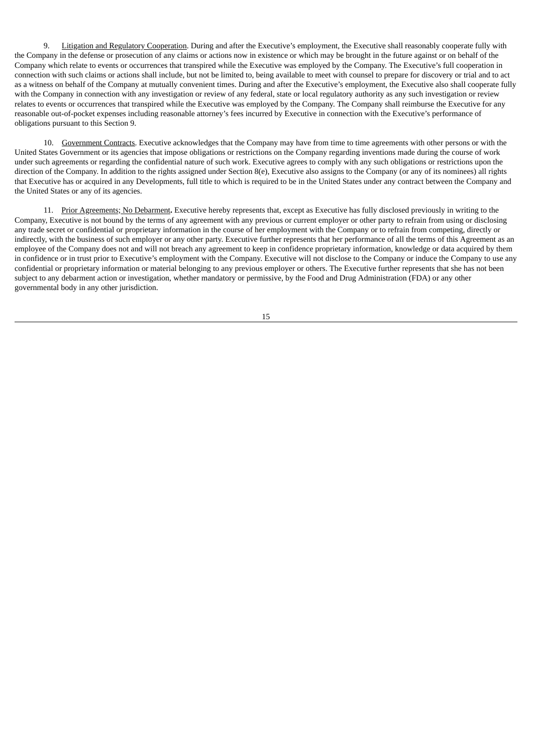9. Litigation and Regulatory Cooperation. During and after the Executive's employment, the Executive shall reasonably cooperate fully with the Company in the defense or prosecution of any claims or actions now in existence or which may be brought in the future against or on behalf of the Company which relate to events or occurrences that transpired while the Executive was employed by the Company. The Executive's full cooperation in connection with such claims or actions shall include, but not be limited to, being available to meet with counsel to prepare for discovery or trial and to act as a witness on behalf of the Company at mutually convenient times. During and after the Executive's employment, the Executive also shall cooperate fully with the Company in connection with any investigation or review of any federal, state or local regulatory authority as any such investigation or review relates to events or occurrences that transpired while the Executive was employed by the Company. The Company shall reimburse the Executive for any reasonable out-of-pocket expenses including reasonable attorney's fees incurred by Executive in connection with the Executive's performance of obligations pursuant to this Section 9.

10. Government Contracts. Executive acknowledges that the Company may have from time to time agreements with other persons or with the United States Government or its agencies that impose obligations or restrictions on the Company regarding inventions made during the course of work under such agreements or regarding the confidential nature of such work. Executive agrees to comply with any such obligations or restrictions upon the direction of the Company. In addition to the rights assigned under Section 8(e), Executive also assigns to the Company (or any of its nominees) all rights that Executive has or acquired in any Developments, full title to which is required to be in the United States under any contract between the Company and the United States or any of its agencies.

11. Prior Agreements; No Debarment**.** Executive hereby represents that, except as Executive has fully disclosed previously in writing to the Company, Executive is not bound by the terms of any agreement with any previous or current employer or other party to refrain from using or disclosing any trade secret or confidential or proprietary information in the course of her employment with the Company or to refrain from competing, directly or indirectly, with the business of such employer or any other party. Executive further represents that her performance of all the terms of this Agreement as an employee of the Company does not and will not breach any agreement to keep in confidence proprietary information, knowledge or data acquired by them in confidence or in trust prior to Executive's employment with the Company. Executive will not disclose to the Company or induce the Company to use any confidential or proprietary information or material belonging to any previous employer or others. The Executive further represents that she has not been subject to any debarment action or investigation, whether mandatory or permissive, by the Food and Drug Administration (FDA) or any other governmental body in any other jurisdiction.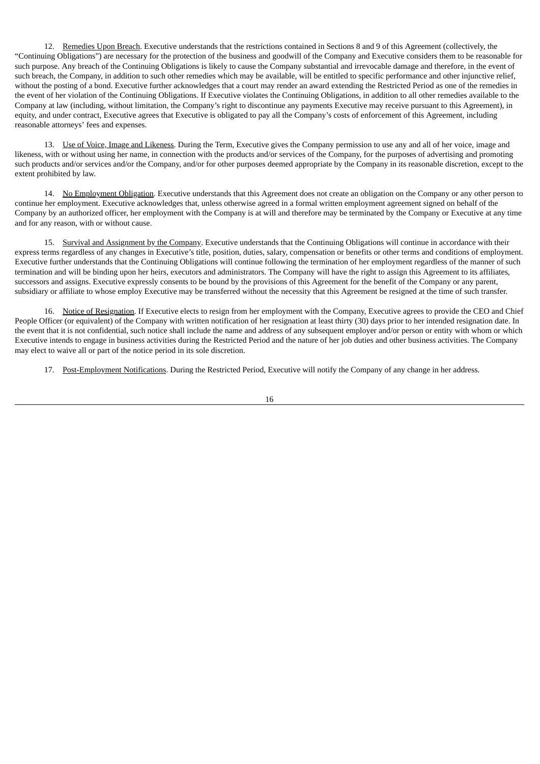12. Remedies Upon Breach. Executive understands that the restrictions contained in Sections 8 and 9 of this Agreement (collectively, the "Continuing Obligations") are necessary for the protection of the business and goodwill of the Company and Executive considers them to be reasonable for such purpose. Any breach of the Continuing Obligations is likely to cause the Company substantial and irrevocable damage and therefore, in the event of such breach, the Company, in addition to such other remedies which may be available, will be entitled to specific performance and other injunctive relief, without the posting of a bond. Executive further acknowledges that a court may render an award extending the Restricted Period as one of the remedies in the event of her violation of the Continuing Obligations. If Executive violates the Continuing Obligations, in addition to all other remedies available to the Company at law (including, without limitation, the Company's right to discontinue any payments Executive may receive pursuant to this Agreement), in equity, and under contract, Executive agrees that Executive is obligated to pay all the Company's costs of enforcement of this Agreement, including reasonable attorneys' fees and expenses.

13. Use of Voice, Image and Likeness. During the Term, Executive gives the Company permission to use any and all of her voice, image and likeness, with or without using her name, in connection with the products and/or services of the Company, for the purposes of advertising and promoting such products and/or services and/or the Company, and/or for other purposes deemed appropriate by the Company in its reasonable discretion, except to the extent prohibited by law.

14. No Employment Obligation. Executive understands that this Agreement does not create an obligation on the Company or any other person to continue her employment. Executive acknowledges that, unless otherwise agreed in a formal written employment agreement signed on behalf of the Company by an authorized officer, her employment with the Company is at will and therefore may be terminated by the Company or Executive at any time and for any reason, with or without cause.

15. Survival and Assignment by the Company. Executive understands that the Continuing Obligations will continue in accordance with their express terms regardless of any changes in Executive's title, position, duties, salary, compensation or benefits or other terms and conditions of employment. Executive further understands that the Continuing Obligations will continue following the termination of her employment regardless of the manner of such termination and will be binding upon her heirs, executors and administrators. The Company will have the right to assign this Agreement to its affiliates, successors and assigns. Executive expressly consents to be bound by the provisions of this Agreement for the benefit of the Company or any parent, subsidiary or affiliate to whose employ Executive may be transferred without the necessity that this Agreement be resigned at the time of such transfer.

16. Notice of Resignation. If Executive elects to resign from her employment with the Company, Executive agrees to provide the CEO and Chief People Officer (or equivalent) of the Company with written notification of her resignation at least thirty (30) days prior to her intended resignation date. In the event that it is not confidential, such notice shall include the name and address of any subsequent employer and/or person or entity with whom or which Executive intends to engage in business activities during the Restricted Period and the nature of her job duties and other business activities. The Company may elect to waive all or part of the notice period in its sole discretion.

17. Post-Employment Notifications. During the Restricted Period, Executive will notify the Company of any change in her address.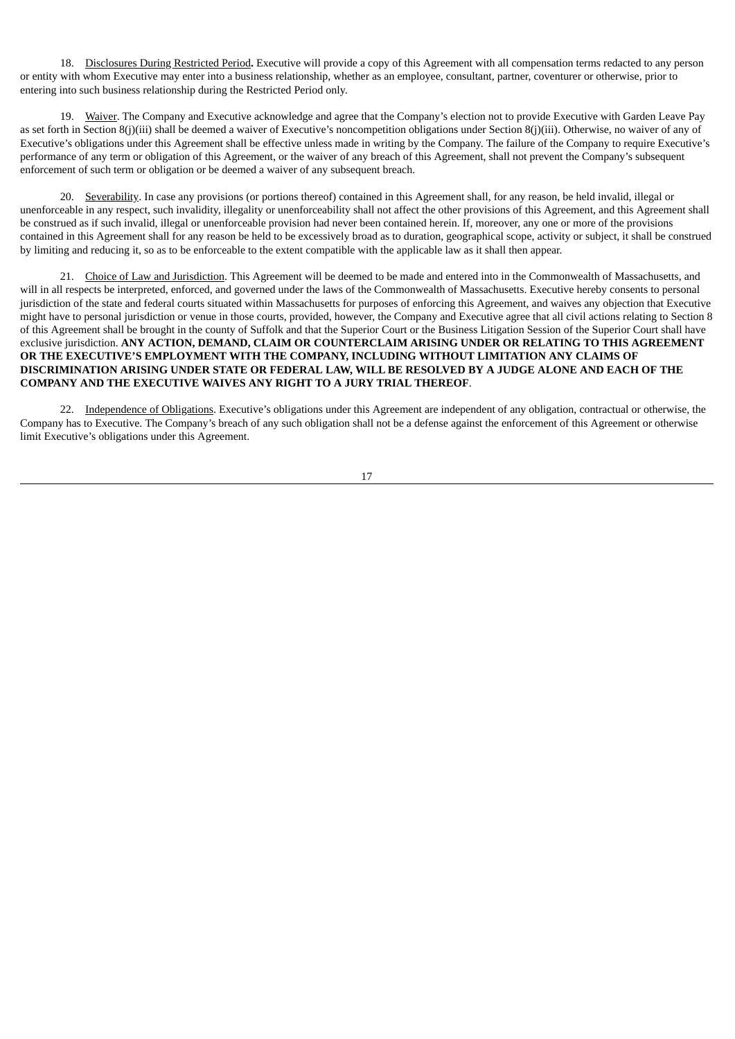18. Disclosures During Restricted Period**.** Executive will provide a copy of this Agreement with all compensation terms redacted to any person or entity with whom Executive may enter into a business relationship, whether as an employee, consultant, partner, coventurer or otherwise, prior to entering into such business relationship during the Restricted Period only.

19. Waiver. The Company and Executive acknowledge and agree that the Company's election not to provide Executive with Garden Leave Pay as set forth in Section 8(j)(iii) shall be deemed a waiver of Executive's noncompetition obligations under Section 8(j)(iii). Otherwise, no waiver of any of Executive's obligations under this Agreement shall be effective unless made in writing by the Company. The failure of the Company to require Executive's performance of any term or obligation of this Agreement, or the waiver of any breach of this Agreement, shall not prevent the Company's subsequent enforcement of such term or obligation or be deemed a waiver of any subsequent breach.

20. Severability. In case any provisions (or portions thereof) contained in this Agreement shall, for any reason, be held invalid, illegal or unenforceable in any respect, such invalidity, illegality or unenforceability shall not affect the other provisions of this Agreement, and this Agreement shall be construed as if such invalid, illegal or unenforceable provision had never been contained herein. If, moreover, any one or more of the provisions contained in this Agreement shall for any reason be held to be excessively broad as to duration, geographical scope, activity or subject, it shall be construed by limiting and reducing it, so as to be enforceable to the extent compatible with the applicable law as it shall then appear.

21. Choice of Law and Jurisdiction. This Agreement will be deemed to be made and entered into in the Commonwealth of Massachusetts, and will in all respects be interpreted, enforced, and governed under the laws of the Commonwealth of Massachusetts. Executive hereby consents to personal jurisdiction of the state and federal courts situated within Massachusetts for purposes of enforcing this Agreement, and waives any objection that Executive might have to personal jurisdiction or venue in those courts, provided, however, the Company and Executive agree that all civil actions relating to Section 8 of this Agreement shall be brought in the county of Suffolk and that the Superior Court or the Business Litigation Session of the Superior Court shall have exclusive jurisdiction. **ANY ACTION, DEMAND, CLAIM OR COUNTERCLAIM ARISING UNDER OR RELATING TO THIS AGREEMENT OR THE EXECUTIVE'S EMPLOYMENT WITH THE COMPANY, INCLUDING WITHOUT LIMITATION ANY CLAIMS OF DISCRIMINATION ARISING UNDER STATE OR FEDERAL LAW, WILL BE RESOLVED BY A JUDGE ALONE AND EACH OF THE COMPANY AND THE EXECUTIVE WAIVES ANY RIGHT TO A JURY TRIAL THEREOF**.

22. Independence of Obligations. Executive's obligations under this Agreement are independent of any obligation, contractual or otherwise, the Company has to Executive. The Company's breach of any such obligation shall not be a defense against the enforcement of this Agreement or otherwise limit Executive's obligations under this Agreement.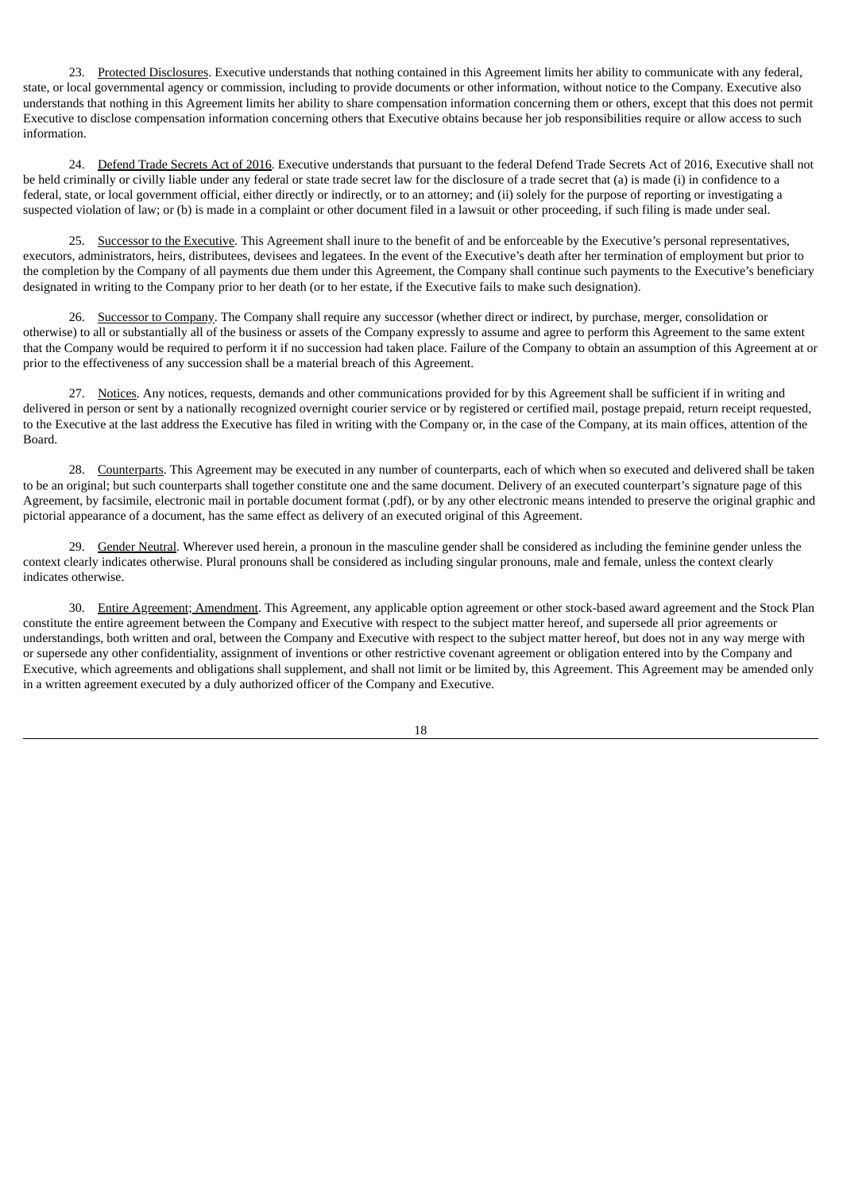23. Protected Disclosures. Executive understands that nothing contained in this Agreement limits her ability to communicate with any federal, state, or local governmental agency or commission, including to provide documents or other information, without notice to the Company. Executive also understands that nothing in this Agreement limits her ability to share compensation information concerning them or others, except that this does not permit Executive to disclose compensation information concerning others that Executive obtains because her job responsibilities require or allow access to such information.

24. Defend Trade Secrets Act of 2016. Executive understands that pursuant to the federal Defend Trade Secrets Act of 2016, Executive shall not be held criminally or civilly liable under any federal or state trade secret law for the disclosure of a trade secret that (a) is made (i) in confidence to a federal, state, or local government official, either directly or indirectly, or to an attorney; and (ii) solely for the purpose of reporting or investigating a suspected violation of law; or (b) is made in a complaint or other document filed in a lawsuit or other proceeding, if such filing is made under seal.

25. Successor to the Executive. This Agreement shall inure to the benefit of and be enforceable by the Executive's personal representatives, executors, administrators, heirs, distributees, devisees and legatees. In the event of the Executive's death after her termination of employment but prior to the completion by the Company of all payments due them under this Agreement, the Company shall continue such payments to the Executive's beneficiary designated in writing to the Company prior to her death (or to her estate, if the Executive fails to make such designation).

26. Successor to Company. The Company shall require any successor (whether direct or indirect, by purchase, merger, consolidation or otherwise) to all or substantially all of the business or assets of the Company expressly to assume and agree to perform this Agreement to the same extent that the Company would be required to perform it if no succession had taken place. Failure of the Company to obtain an assumption of this Agreement at or prior to the effectiveness of any succession shall be a material breach of this Agreement.

27. Notices. Any notices, requests, demands and other communications provided for by this Agreement shall be sufficient if in writing and delivered in person or sent by a nationally recognized overnight courier service or by registered or certified mail, postage prepaid, return receipt requested, to the Executive at the last address the Executive has filed in writing with the Company or, in the case of the Company, at its main offices, attention of the Board.

28. Counterparts. This Agreement may be executed in any number of counterparts, each of which when so executed and delivered shall be taken to be an original; but such counterparts shall together constitute one and the same document. Delivery of an executed counterpart's signature page of this Agreement, by facsimile, electronic mail in portable document format (.pdf), or by any other electronic means intended to preserve the original graphic and pictorial appearance of a document, has the same effect as delivery of an executed original of this Agreement.

29. Gender Neutral. Wherever used herein, a pronoun in the masculine gender shall be considered as including the feminine gender unless the context clearly indicates otherwise. Plural pronouns shall be considered as including singular pronouns, male and female, unless the context clearly indicates otherwise.

30. Entire Agreement; Amendment. This Agreement, any applicable option agreement or other stock-based award agreement and the Stock Plan constitute the entire agreement between the Company and Executive with respect to the subject matter hereof, and supersede all prior agreements or understandings, both written and oral, between the Company and Executive with respect to the subject matter hereof, but does not in any way merge with or supersede any other confidentiality, assignment of inventions or other restrictive covenant agreement or obligation entered into by the Company and Executive, which agreements and obligations shall supplement, and shall not limit or be limited by, this Agreement. This Agreement may be amended only in a written agreement executed by a duly authorized officer of the Company and Executive.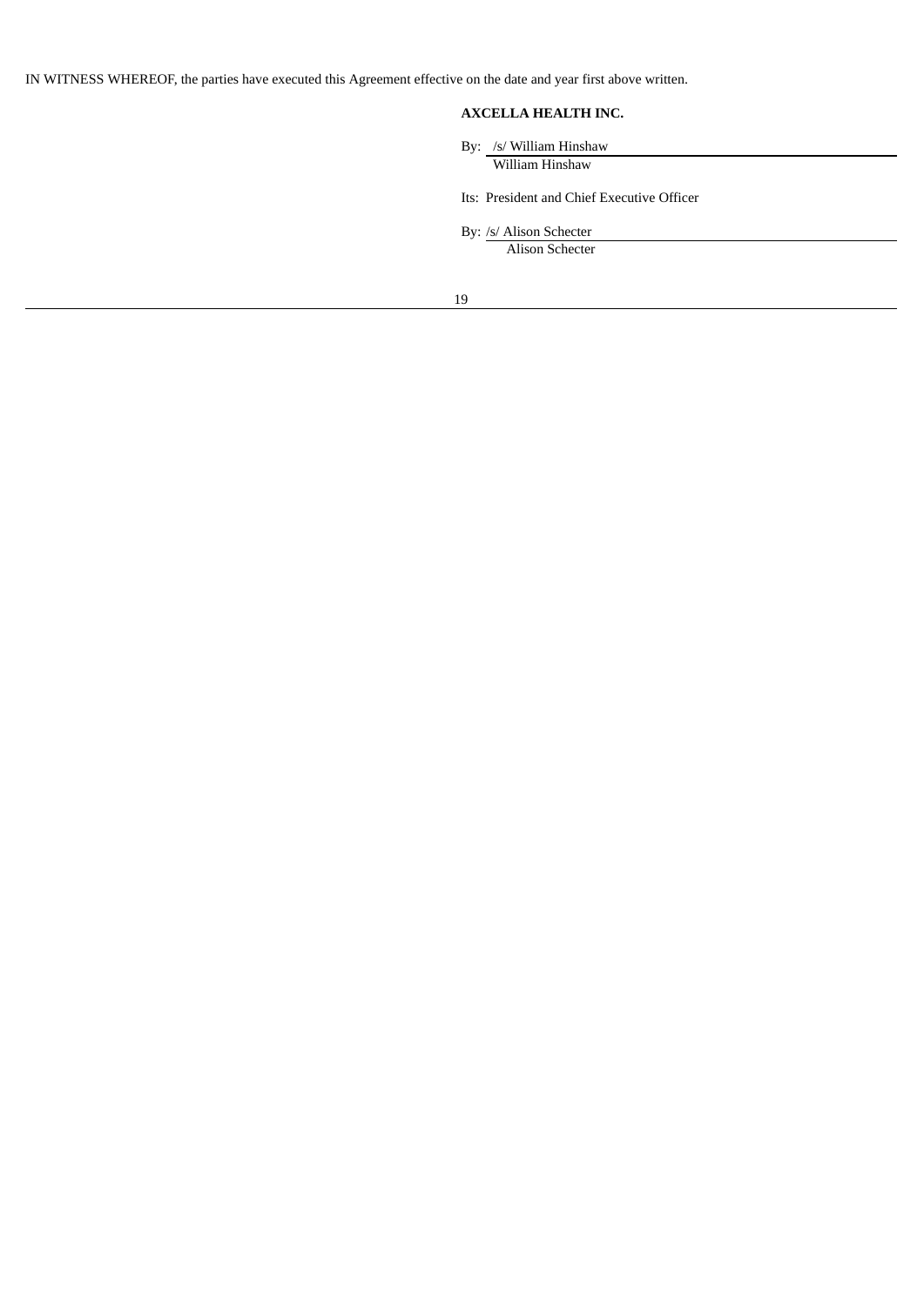IN WITNESS WHEREOF, the parties have executed this Agreement effective on the date and year first above written.

**AXCELLA HEALTH INC.**

By: /s/ William Hinshaw
William Hinshaw

Its: President and Chief Executive Officer

By: /s/ Alison Schecter
Alison Schecter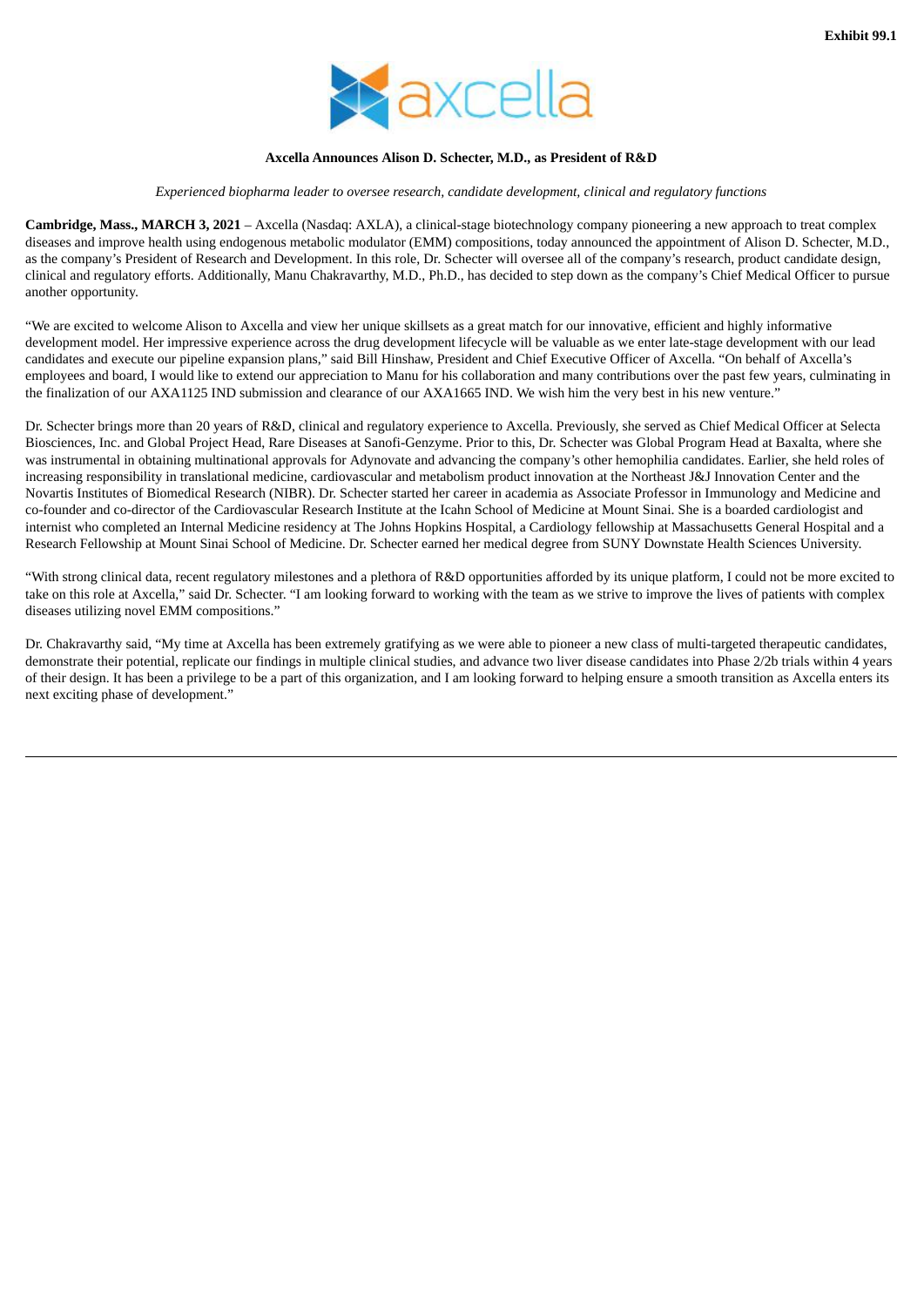Exhibit 99.1

axcella

**Axcella Announces Alison D. Schecter, M.D., as President of R&D**

*Experienced biopharma leader to oversee research, candidate development, clinical and regulatory functions*

**Cambridge, Mass., MARCH 3, 2021** – Axcella (Nasdaq: AXLA), a clinical-stage biotechnology company pioneering a new approach to treat complex diseases and improve health using endogenous metabolic modulator (EMM) compositions, today announced the appointment of Alison D. Schecter, M.D., as the company's President of Research and Development. In this role, Dr. Schecter will oversee all of the company's research, product candidate design, clinical and regulatory efforts. Additionally, Manu Chakravarthy, M.D., Ph.D., has decided to step down as the company's Chief Medical Officer to pursue another opportunity.

"We are excited to welcome Alison to Axcella and view her unique skillsets as a great match for our innovative, efficient and highly informative development model. Her impressive experience across the drug development lifecycle will be valuable as we enter late-stage development with our lead candidates and execute our pipeline expansion plans," said Bill Hinshaw, President and Chief Executive Officer of Axcella. "On behalf of Axcella's employees and board, I would like to extend our appreciation to Manu for his collaboration and many contributions over the past few years, culminating in the finalization of our AXA1125 IND submission and clearance of our AXA1665 IND. We wish him the very best in his new venture."

Dr. Schecter brings more than 20 years of R&D, clinical and regulatory experience to Axcella. Previously, she served as Chief Medical Officer at Selecta Biosciences, Inc. and Global Project Head, Rare Diseases at Sanofi-Genzyme. Prior to this, Dr. Schecter was Global Program Head at Baxalta, where she was instrumental in obtaining multinational approvals for Adynovate and advancing the company's other hemophilia candidates. Earlier, she held roles of increasing responsibility in translational medicine, cardiovascular and metabolism product innovation at the Northeast J&J Innovation Center and the Novartis Institutes of Biomedical Research (NIBR). Dr. Schecter started her career in academia as Associate Professor in Immunology and Medicine and co-founder and co-director of the Cardiovascular Research Institute at the Icahn School of Medicine at Mount Sinai. She is a boarded cardiologist and internist who completed an Internal Medicine residency at The Johns Hopkins Hospital, a Cardiology fellowship at Massachusetts General Hospital and a Research Fellowship at Mount Sinai School of Medicine. Dr. Schecter earned her medical degree from SUNY Downstate Health Sciences University.

"With strong clinical data, recent regulatory milestones and a plethora of R&D opportunities afforded by its unique platform, I could not be more excited to take on this role at Axcella," said Dr. Schecter. "I am looking forward to working with the team as we strive to improve the lives of patients with complex diseases utilizing novel EMM compositions."

Dr. Chakravarthy said, "My time at Axcella has been extremely gratifying as we were able to pioneer a new class of multi-targeted therapeutic candidates, demonstrate their potential, replicate our findings in multiple clinical studies, and advance two liver disease candidates into Phase 2/2b trials within 4 years of their design. It has been a privilege to be a part of this organization, and I am looking forward to helping ensure a smooth transition as Axcella enters its next exciting phase of development."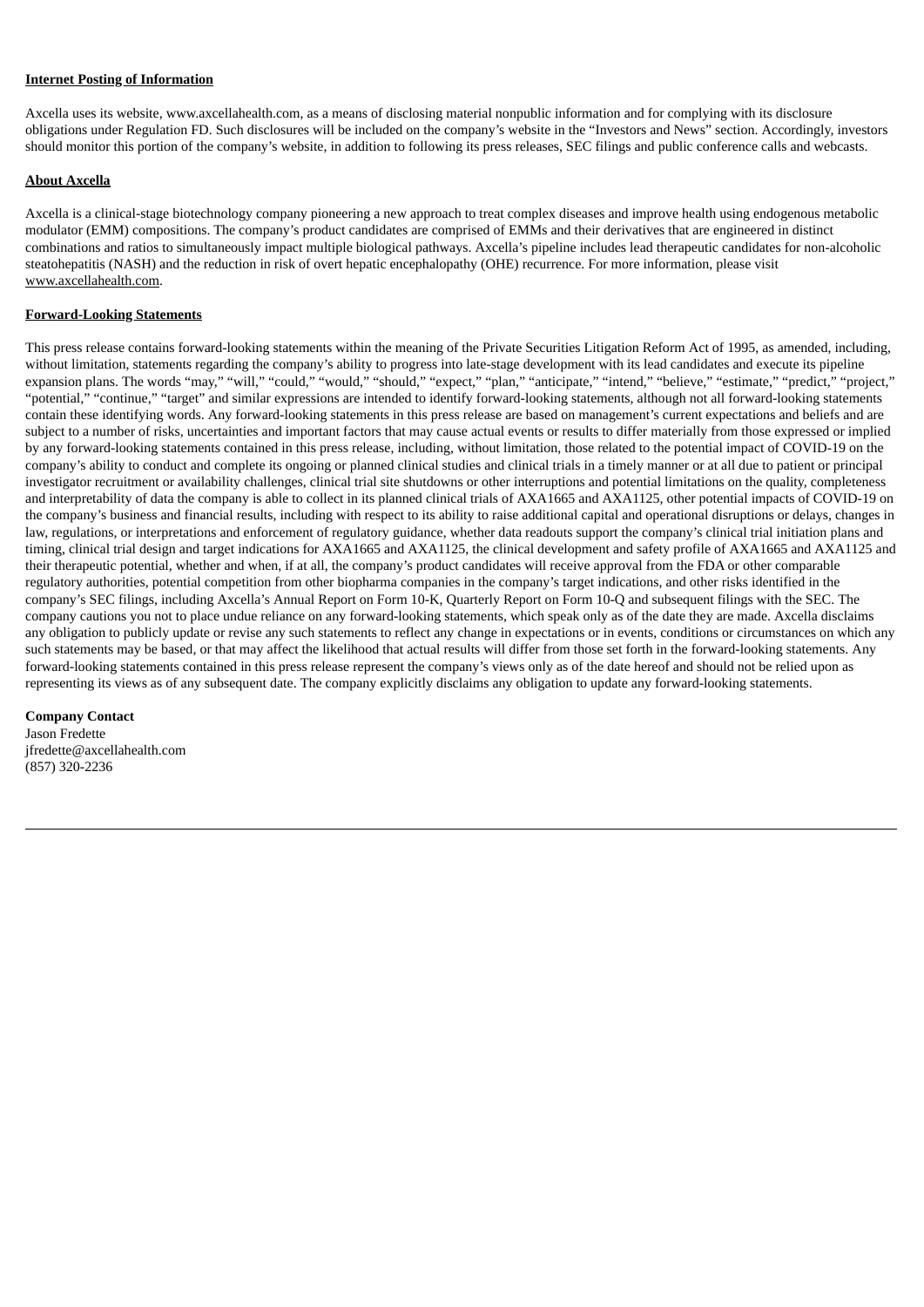**Internet Posting of Information**

Axcella uses its website, www.axcellahealth.com, as a means of disclosing material nonpublic information and for complying with its disclosure obligations under Regulation FD. Such disclosures will be included on the company's website in the "Investors and News" section. Accordingly, investors should monitor this portion of the company's website, in addition to following its press releases, SEC filings and public conference calls and webcasts.

**About Axcella**

Axcella is a clinical-stage biotechnology company pioneering a new approach to treat complex diseases and improve health using endogenous metabolic modulator (EMM) compositions. The company's product candidates are comprised of EMMs and their derivatives that are engineered in distinct combinations and ratios to simultaneously impact multiple biological pathways. Axcella's pipeline includes lead therapeutic candidates for non-alcoholic steatohepatitis (NASH) and the reduction in risk of overt hepatic encephalopathy (OHE) recurrence. For more information, please visit www.axcellahealth.com.

**Forward-Looking Statements**

This press release contains forward-looking statements within the meaning of the Private Securities Litigation Reform Act of 1995, as amended, including, without limitation, statements regarding the company's ability to progress into late-stage development with its lead candidates and execute its pipeline expansion plans. The words "may," "will," "could," "would," "should," "expect," "plan," "anticipate," "intend," "believe," "estimate," "predict," "project," "potential," "continue," "target" and similar expressions are intended to identify forward-looking statements, although not all forward-looking statements contain these identifying words. Any forward-looking statements in this press release are based on management's current expectations and beliefs and are subject to a number of risks, uncertainties and important factors that may cause actual events or results to differ materially from those expressed or implied by any forward-looking statements contained in this press release, including, without limitation, those related to the potential impact of COVID-19 on the company's ability to conduct and complete its ongoing or planned clinical studies and clinical trials in a timely manner or at all due to patient or principal investigator recruitment or availability challenges, clinical trial site shutdowns or other interruptions and potential limitations on the quality, completeness and interpretability of data the company is able to collect in its planned clinical trials of AXA1665 and AXA1125, other potential impacts of COVID-19 on the company's business and financial results, including with respect to its ability to raise additional capital and operational disruptions or delays, changes in law, regulations, or interpretations and enforcement of regulatory guidance, whether data readouts support the company's clinical trial initiation plans and timing, clinical trial design and target indications for AXA1665 and AXA1125, the clinical development and safety profile of AXA1665 and AXA1125 and their therapeutic potential, whether and when, if at all, the company's product candidates will receive approval from the FDA or other comparable regulatory authorities, potential competition from other biopharma companies in the company's target indications, and other risks identified in the company's SEC filings, including Axcella's Annual Report on Form 10-K, Quarterly Report on Form 10-Q and subsequent filings with the SEC. The company cautions you not to place undue reliance on any forward-looking statements, which speak only as of the date they are made. Axcella disclaims any obligation to publicly update or revise any such statements to reflect any change in expectations or in events, conditions or circumstances on which any such statements may be based, or that may affect the likelihood that actual results will differ from those set forth in the forward-looking statements. Any forward-looking statements contained in this press release represent the company's views only as of the date hereof and should not be relied upon as representing its views as of any subsequent date. The company explicitly disclaims any obligation to update any forward-looking statements.

**Company Contact**
Jason Fredette
jfredette@axcellahealth.com
(857) 320-2236